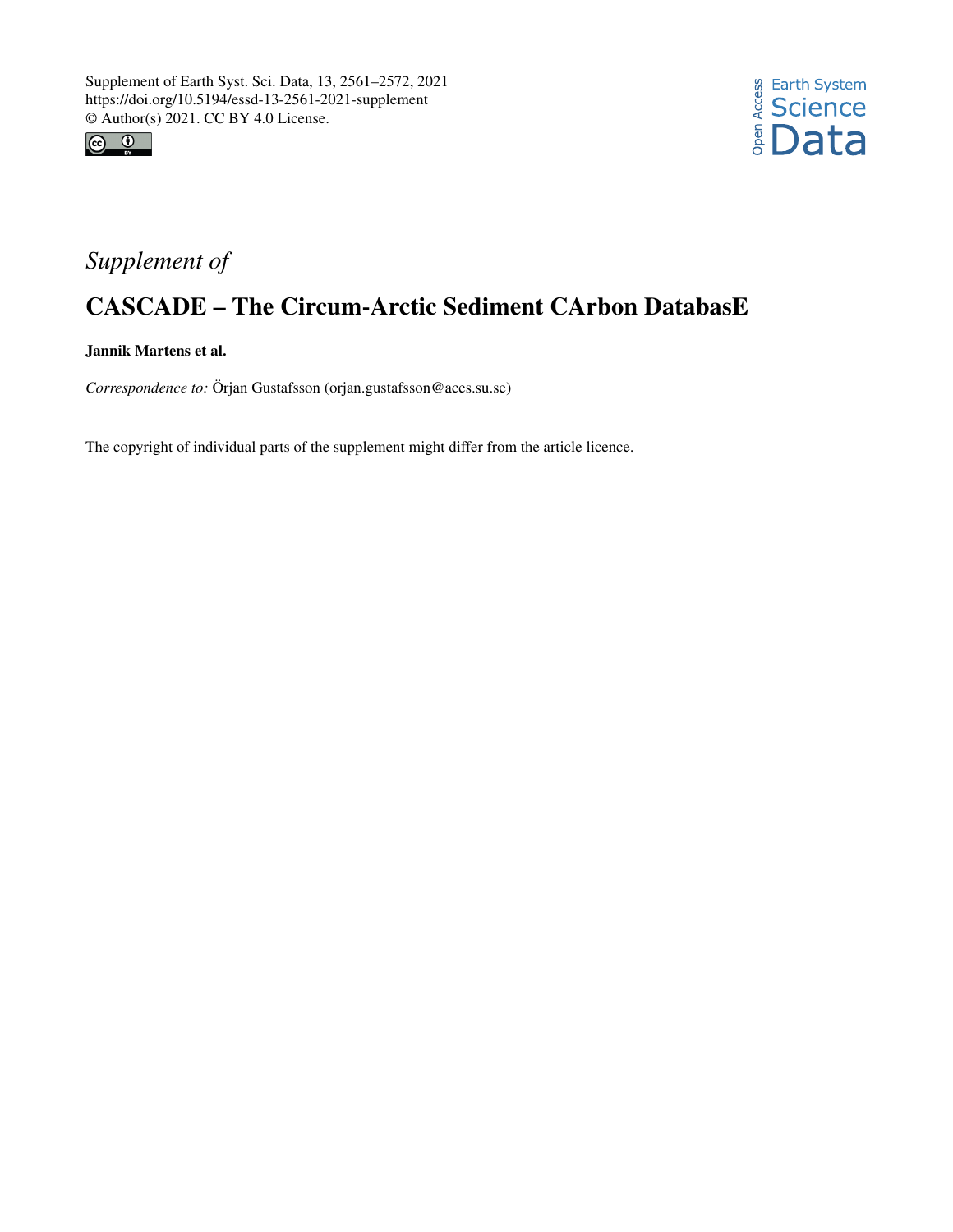Supplement of Earth Syst. Sci. Data, 13, 2561–2572, 2021
https://doi.org/10.5194/essd-13-2561-2021-supplement
© Author(s) 2021. CC BY 4.0 License.

*Supplement of*

# CASCADE – The Circum-Arctic Sediment CArbon DatabasE

**Jannik Martens et al.**

*Correspondence to:* Örjan Gustafsson (orjan.gustafsson@aces.su.se)

The copyright of individual parts of the supplement might differ from the article licence.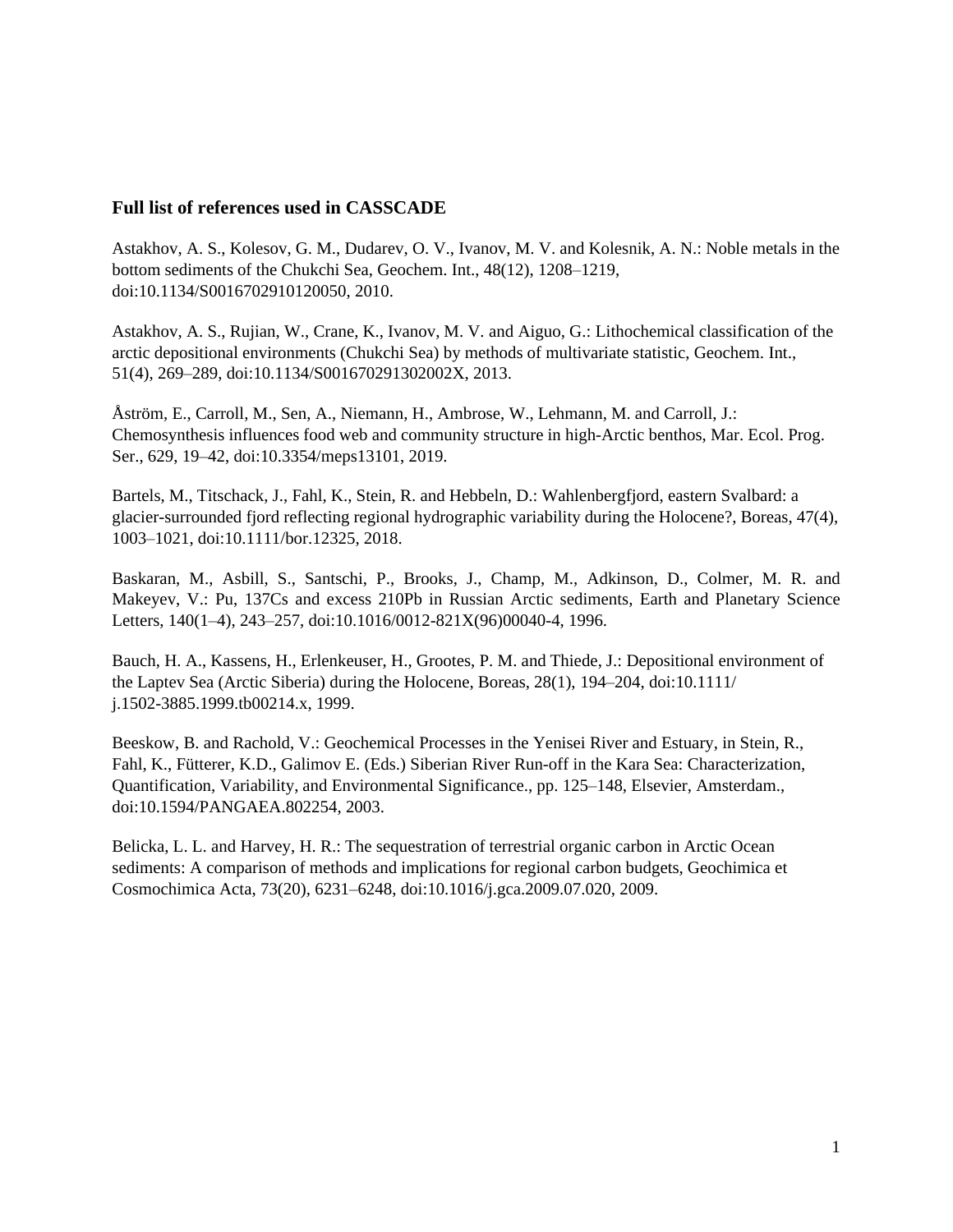### Full list of references used in CASSCADE

Astakhov, A. S., Kolesov, G. M., Dudarev, O. V., Ivanov, M. V. and Kolesnik, A. N.: Noble metals in the bottom sediments of the Chukchi Sea, Geochem. Int., 48(12), 1208–1219, doi:10.1134/S0016702910120050, 2010.

Astakhov, A. S., Rujian, W., Crane, K., Ivanov, M. V. and Aiguo, G.: Lithochemical classification of the arctic depositional environments (Chukchi Sea) by methods of multivariate statistic, Geochem. Int., 51(4), 269–289, doi:10.1134/S001670291302002X, 2013.

Åström, E., Carroll, M., Sen, A., Niemann, H., Ambrose, W., Lehmann, M. and Carroll, J.: Chemosynthesis influences food web and community structure in high-Arctic benthos, Mar. Ecol. Prog. Ser., 629, 19–42, doi:10.3354/meps13101, 2019.

Bartels, M., Titschack, J., Fahl, K., Stein, R. and Hebbeln, D.: Wahlenbergfjord, eastern Svalbard: a glacier-surrounded fjord reflecting regional hydrographic variability during the Holocene?, Boreas, 47(4), 1003–1021, doi:10.1111/bor.12325, 2018.

Baskaran, M., Asbill, S., Santschi, P., Brooks, J., Champ, M., Adkinson, D., Colmer, M. R. and Makeyev, V.: Pu, 137Cs and excess 210Pb in Russian Arctic sediments, Earth and Planetary Science Letters, 140(1–4), 243–257, doi:10.1016/0012-821X(96)00040-4, 1996.

Bauch, H. A., Kassens, H., Erlenkeuser, H., Grootes, P. M. and Thiede, J.: Depositional environment of the Laptev Sea (Arctic Siberia) during the Holocene, Boreas, 28(1), 194–204, doi:10.1111/j.1502-3885.1999.tb00214.x, 1999.

Beeskow, B. and Rachold, V.: Geochemical Processes in the Yenisei River and Estuary, in Stein, R., Fahl, K., Fütterer, K.D., Galimov E. (Eds.) Siberian River Run-off in the Kara Sea: Characterization, Quantification, Variability, and Environmental Significance., pp. 125–148, Elsevier, Amsterdam., doi:10.1594/PANGAEA.802254, 2003.

Belicka, L. L. and Harvey, H. R.: The sequestration of terrestrial organic carbon in Arctic Ocean sediments: A comparison of methods and implications for regional carbon budgets, Geochimica et Cosmochimica Acta, 73(20), 6231–6248, doi:10.1016/j.gca.2009.07.020, 2009.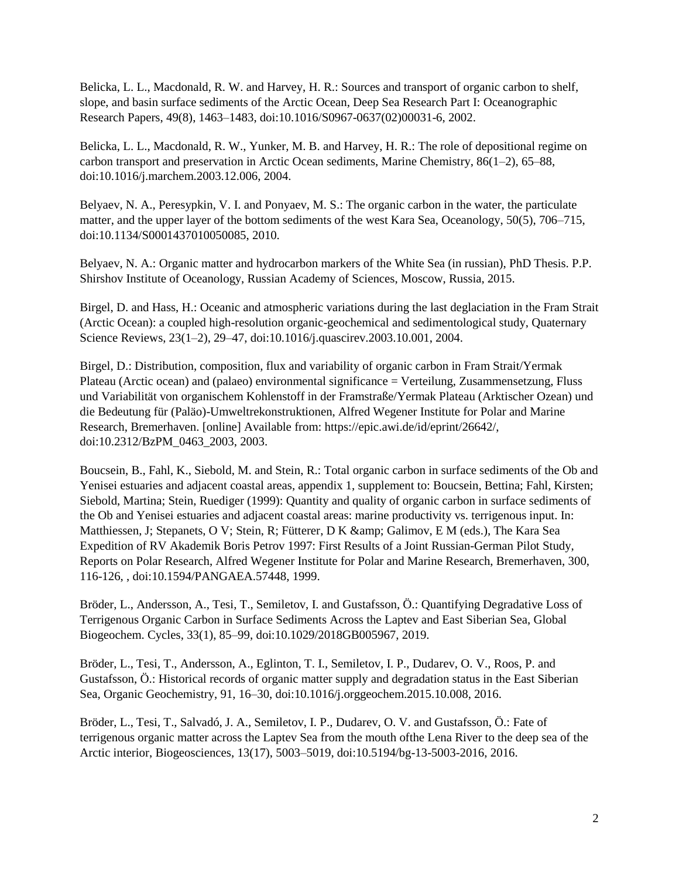Belicka, L. L., Macdonald, R. W. and Harvey, H. R.: Sources and transport of organic carbon to shelf, slope, and basin surface sediments of the Arctic Ocean, Deep Sea Research Part I: Oceanographic Research Papers, 49(8), 1463–1483, doi:10.1016/S0967-0637(02)00031-6, 2002.

Belicka, L. L., Macdonald, R. W., Yunker, M. B. and Harvey, H. R.: The role of depositional regime on carbon transport and preservation in Arctic Ocean sediments, Marine Chemistry, 86(1–2), 65–88, doi:10.1016/j.marchem.2003.12.006, 2004.

Belyaev, N. A., Peresypkin, V. I. and Ponyaev, M. S.: The organic carbon in the water, the particulate matter, and the upper layer of the bottom sediments of the west Kara Sea, Oceanology, 50(5), 706–715, doi:10.1134/S0001437010050085, 2010.

Belyaev, N. A.: Organic matter and hydrocarbon markers of the White Sea (in russian), PhD Thesis. P.P. Shirshov Institute of Oceanology, Russian Academy of Sciences, Moscow, Russia, 2015.

Birgel, D. and Hass, H.: Oceanic and atmospheric variations during the last deglaciation in the Fram Strait (Arctic Ocean): a coupled high-resolution organic-geochemical and sedimentological study, Quaternary Science Reviews, 23(1–2), 29–47, doi:10.1016/j.quascirev.2003.10.001, 2004.

Birgel, D.: Distribution, composition, flux and variability of organic carbon in Fram Strait/Yermak Plateau (Arctic ocean) and (palaeo) environmental significance = Verteilung, Zusammensetzung, Fluss und Variabilität von organischem Kohlenstoff in der Framstraße/Yermak Plateau (Arktischer Ozean) und die Bedeutung für (Paläo)-Umweltrekonstruktionen, Alfred Wegener Institute for Polar and Marine Research, Bremerhaven. [online] Available from: https://epic.awi.de/id/eprint/26642/, doi:10.2312/BzPM_0463_2003, 2003.

Boucsein, B., Fahl, K., Siebold, M. and Stein, R.: Total organic carbon in surface sediments of the Ob and Yenisei estuaries and adjacent coastal areas, appendix 1, supplement to: Boucsein, Bettina; Fahl, Kirsten; Siebold, Martina; Stein, Ruediger (1999): Quantity and quality of organic carbon in surface sediments of the Ob and Yenisei estuaries and adjacent coastal areas: marine productivity vs. terrigenous input. In: Matthiessen, J; Stepanets, O V; Stein, R; Fütterer, D K &amp; Galimov, E M (eds.), The Kara Sea Expedition of RV Akademik Boris Petrov 1997: First Results of a Joint Russian-German Pilot Study, Reports on Polar Research, Alfred Wegener Institute for Polar and Marine Research, Bremerhaven, 300, 116-126, , doi:10.1594/PANGAEA.57448, 1999.

Bröder, L., Andersson, A., Tesi, T., Semiletov, I. and Gustafsson, Ö.: Quantifying Degradative Loss of Terrigenous Organic Carbon in Surface Sediments Across the Laptev and East Siberian Sea, Global Biogeochem. Cycles, 33(1), 85–99, doi:10.1029/2018GB005967, 2019.

Bröder, L., Tesi, T., Andersson, A., Eglinton, T. I., Semiletov, I. P., Dudarev, O. V., Roos, P. and Gustafsson, Ö.: Historical records of organic matter supply and degradation status in the East Siberian Sea, Organic Geochemistry, 91, 16–30, doi:10.1016/j.orggeochem.2015.10.008, 2016.

Bröder, L., Tesi, T., Salvadó, J. A., Semiletov, I. P., Dudarev, O. V. and Gustafsson, Ö.: Fate of terrigenous organic matter across the Laptev Sea from the mouth ofthe Lena River to the deep sea of the Arctic interior, Biogeosciences, 13(17), 5003–5019, doi:10.5194/bg-13-5003-2016, 2016.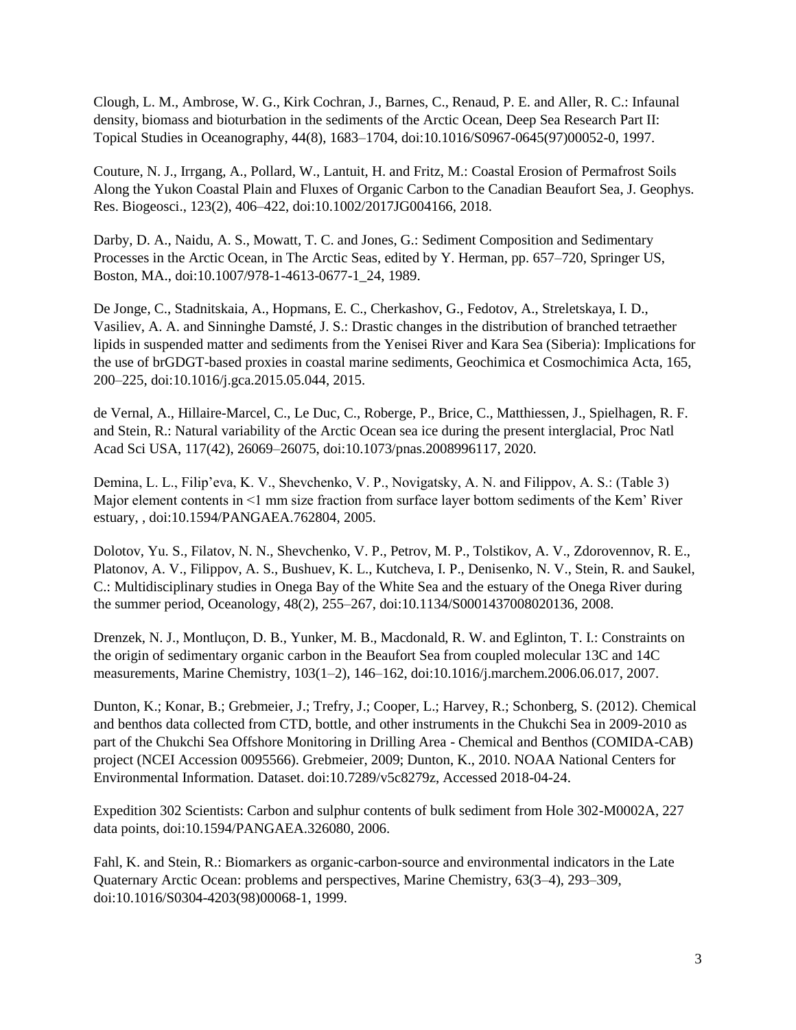Clough, L. M., Ambrose, W. G., Kirk Cochran, J., Barnes, C., Renaud, P. E. and Aller, R. C.: Infaunal density, biomass and bioturbation in the sediments of the Arctic Ocean, Deep Sea Research Part II: Topical Studies in Oceanography, 44(8), 1683–1704, doi:10.1016/S0967-0645(97)00052-0, 1997.

Couture, N. J., Irrgang, A., Pollard, W., Lantuit, H. and Fritz, M.: Coastal Erosion of Permafrost Soils Along the Yukon Coastal Plain and Fluxes of Organic Carbon to the Canadian Beaufort Sea, J. Geophys. Res. Biogeosci., 123(2), 406–422, doi:10.1002/2017JG004166, 2018.

Darby, D. A., Naidu, A. S., Mowatt, T. C. and Jones, G.: Sediment Composition and Sedimentary Processes in the Arctic Ocean, in The Arctic Seas, edited by Y. Herman, pp. 657–720, Springer US, Boston, MA., doi:10.1007/978-1-4613-0677-1_24, 1989.

De Jonge, C., Stadnitskaia, A., Hopmans, E. C., Cherkashov, G., Fedotov, A., Streletskaya, I. D., Vasiliev, A. A. and Sinninghe Damsté, J. S.: Drastic changes in the distribution of branched tetraether lipids in suspended matter and sediments from the Yenisei River and Kara Sea (Siberia): Implications for the use of brGDGT-based proxies in coastal marine sediments, Geochimica et Cosmochimica Acta, 165, 200–225, doi:10.1016/j.gca.2015.05.044, 2015.

de Vernal, A., Hillaire-Marcel, C., Le Duc, C., Roberge, P., Brice, C., Matthiessen, J., Spielhagen, R. F. and Stein, R.: Natural variability of the Arctic Ocean sea ice during the present interglacial, Proc Natl Acad Sci USA, 117(42), 26069–26075, doi:10.1073/pnas.2008996117, 2020.

Demina, L. L., Filip'eva, K. V., Shevchenko, V. P., Novigatsky, A. N. and Filippov, A. S.: (Table 3) Major element contents in <1 mm size fraction from surface layer bottom sediments of the Kem' River estuary, , doi:10.1594/PANGAEA.762804, 2005.

Dolotov, Yu. S., Filatov, N. N., Shevchenko, V. P., Petrov, M. P., Tolstikov, A. V., Zdorovennov, R. E., Platonov, A. V., Filippov, A. S., Bushuev, K. L., Kutcheva, I. P., Denisenko, N. V., Stein, R. and Saukel, C.: Multidisciplinary studies in Onega Bay of the White Sea and the estuary of the Onega River during the summer period, Oceanology, 48(2), 255–267, doi:10.1134/S0001437008020136, 2008.

Drenzek, N. J., Montluçon, D. B., Yunker, M. B., Macdonald, R. W. and Eglinton, T. I.: Constraints on the origin of sedimentary organic carbon in the Beaufort Sea from coupled molecular 13C and 14C measurements, Marine Chemistry, 103(1–2), 146–162, doi:10.1016/j.marchem.2006.06.017, 2007.

Dunton, K.; Konar, B.; Grebmeier, J.; Trefry, J.; Cooper, L.; Harvey, R.; Schonberg, S. (2012). Chemical and benthos data collected from CTD, bottle, and other instruments in the Chukchi Sea in 2009-2010 as part of the Chukchi Sea Offshore Monitoring in Drilling Area - Chemical and Benthos (COMIDA-CAB) project (NCEI Accession 0095566). Grebmeier, 2009; Dunton, K., 2010. NOAA National Centers for Environmental Information. Dataset. doi:10.7289/v5c8279z, Accessed 2018-04-24.

Expedition 302 Scientists: Carbon and sulphur contents of bulk sediment from Hole 302-M0002A, 227 data points, doi:10.1594/PANGAEA.326080, 2006.

Fahl, K. and Stein, R.: Biomarkers as organic-carbon-source and environmental indicators in the Late Quaternary Arctic Ocean: problems and perspectives, Marine Chemistry, 63(3–4), 293–309, doi:10.1016/S0304-4203(98)00068-1, 1999.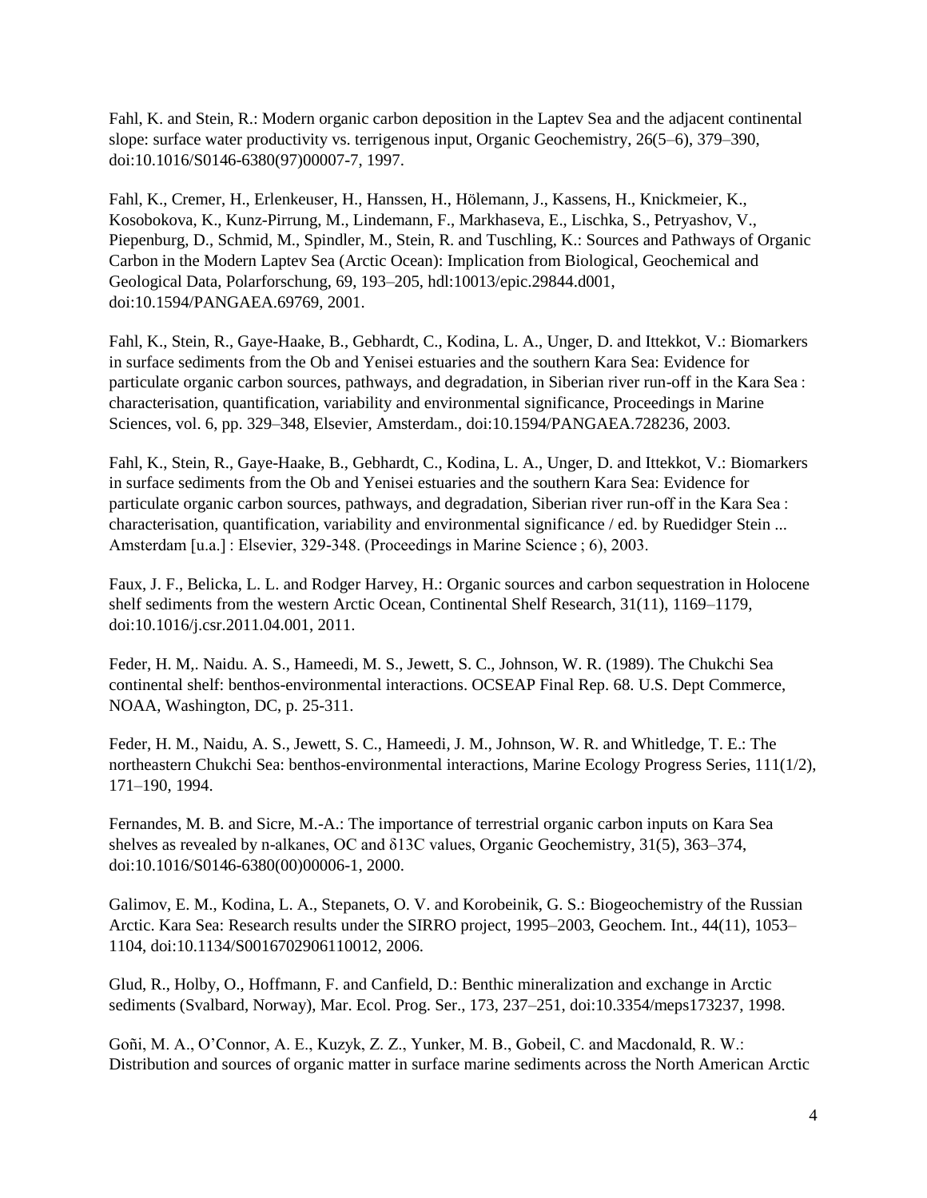Fahl, K. and Stein, R.: Modern organic carbon deposition in the Laptev Sea and the adjacent continental slope: surface water productivity vs. terrigenous input, Organic Geochemistry, 26(5–6), 379–390, doi:10.1016/S0146-6380(97)00007-7, 1997.

Fahl, K., Cremer, H., Erlenkeuser, H., Hanssen, H., Hölemann, J., Kassens, H., Knickmeier, K., Kosobokova, K., Kunz-Pirrung, M., Lindemann, F., Markhaseva, E., Lischka, S., Petryashov, V., Piepenburg, D., Schmid, M., Spindler, M., Stein, R. and Tuschling, K.: Sources and Pathways of Organic Carbon in the Modern Laptev Sea (Arctic Ocean): Implication from Biological, Geochemical and Geological Data, Polarforschung, 69, 193–205, hdl:10013/epic.29844.d001, doi:10.1594/PANGAEA.69769, 2001.

Fahl, K., Stein, R., Gaye-Haake, B., Gebhardt, C., Kodina, L. A., Unger, D. and Ittekkot, V.: Biomarkers in surface sediments from the Ob and Yenisei estuaries and the southern Kara Sea: Evidence for particulate organic carbon sources, pathways, and degradation, in Siberian river run-off in the Kara Sea : characterisation, quantification, variability and environmental significance, Proceedings in Marine Sciences, vol. 6, pp. 329–348, Elsevier, Amsterdam., doi:10.1594/PANGAEA.728236, 2003.

Fahl, K., Stein, R., Gaye-Haake, B., Gebhardt, C., Kodina, L. A., Unger, D. and Ittekkot, V.: Biomarkers in surface sediments from the Ob and Yenisei estuaries and the southern Kara Sea: Evidence for particulate organic carbon sources, pathways, and degradation, Siberian river run-off in the Kara Sea : characterisation, quantification, variability and environmental significance / ed. by Ruedidger Stein ... Amsterdam [u.a.] : Elsevier, 329-348. (Proceedings in Marine Science ; 6), 2003.

Faux, J. F., Belicka, L. L. and Rodger Harvey, H.: Organic sources and carbon sequestration in Holocene shelf sediments from the western Arctic Ocean, Continental Shelf Research, 31(11), 1169–1179, doi:10.1016/j.csr.2011.04.001, 2011.

Feder, H. M,. Naidu. A. S., Hameedi, M. S., Jewett, S. C., Johnson, W. R. (1989). The Chukchi Sea continental shelf: benthos-environmental interactions. OCSEAP Final Rep. 68. U.S. Dept Commerce, NOAA, Washington, DC, p. 25-311.

Feder, H. M., Naidu, A. S., Jewett, S. C., Hameedi, J. M., Johnson, W. R. and Whitledge, T. E.: The northeastern Chukchi Sea: benthos-environmental interactions, Marine Ecology Progress Series, 111(1/2), 171–190, 1994.

Fernandes, M. B. and Sicre, M.-A.: The importance of terrestrial organic carbon inputs on Kara Sea shelves as revealed by n-alkanes, OC and δ13C values, Organic Geochemistry, 31(5), 363–374, doi:10.1016/S0146-6380(00)00006-1, 2000.

Galimov, E. M., Kodina, L. A., Stepanets, O. V. and Korobeinik, G. S.: Biogeochemistry of the Russian Arctic. Kara Sea: Research results under the SIRRO project, 1995–2003, Geochem. Int., 44(11), 1053–1104, doi:10.1134/S0016702906110012, 2006.

Glud, R., Holby, O., Hoffmann, F. and Canfield, D.: Benthic mineralization and exchange in Arctic sediments (Svalbard, Norway), Mar. Ecol. Prog. Ser., 173, 237–251, doi:10.3354/meps173237, 1998.

Goñi, M. A., O'Connor, A. E., Kuzyk, Z. Z., Yunker, M. B., Gobeil, C. and Macdonald, R. W.: Distribution and sources of organic matter in surface marine sediments across the North American Arctic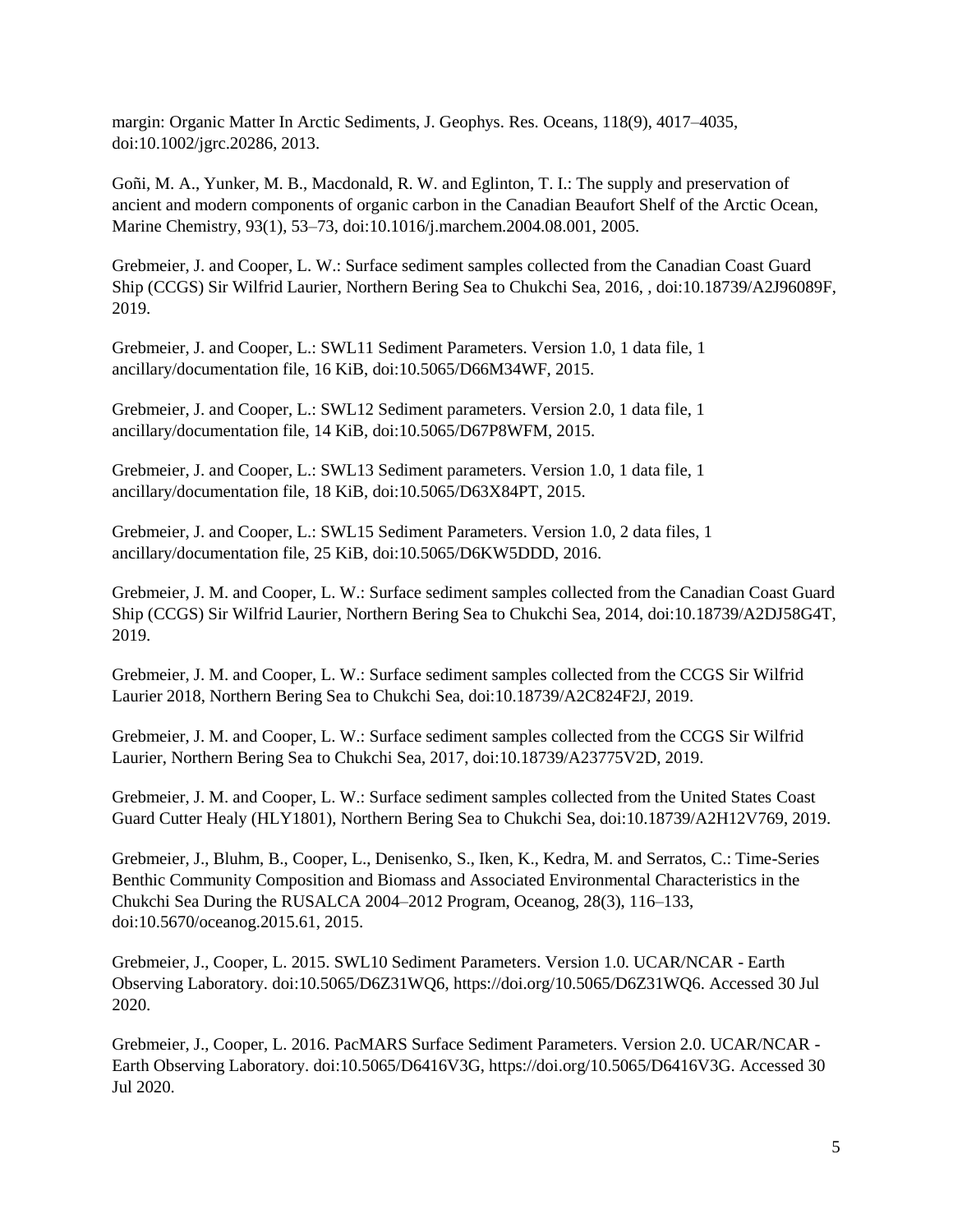margin: Organic Matter In Arctic Sediments, J. Geophys. Res. Oceans, 118(9), 4017–4035, doi:10.1002/jgrc.20286, 2013.

Goñi, M. A., Yunker, M. B., Macdonald, R. W. and Eglinton, T. I.: The supply and preservation of ancient and modern components of organic carbon in the Canadian Beaufort Shelf of the Arctic Ocean, Marine Chemistry, 93(1), 53–73, doi:10.1016/j.marchem.2004.08.001, 2005.

Grebmeier, J. and Cooper, L. W.: Surface sediment samples collected from the Canadian Coast Guard Ship (CCGS) Sir Wilfrid Laurier, Northern Bering Sea to Chukchi Sea, 2016, , doi:10.18739/A2J96089F, 2019.

Grebmeier, J. and Cooper, L.: SWL11 Sediment Parameters. Version 1.0, 1 data file, 1 ancillary/documentation file, 16 KiB, doi:10.5065/D66M34WF, 2015.

Grebmeier, J. and Cooper, L.: SWL12 Sediment parameters. Version 2.0, 1 data file, 1 ancillary/documentation file, 14 KiB, doi:10.5065/D67P8WFM, 2015.

Grebmeier, J. and Cooper, L.: SWL13 Sediment parameters. Version 1.0, 1 data file, 1 ancillary/documentation file, 18 KiB, doi:10.5065/D63X84PT, 2015.

Grebmeier, J. and Cooper, L.: SWL15 Sediment Parameters. Version 1.0, 2 data files, 1 ancillary/documentation file, 25 KiB, doi:10.5065/D6KW5DDD, 2016.

Grebmeier, J. M. and Cooper, L. W.: Surface sediment samples collected from the Canadian Coast Guard Ship (CCGS) Sir Wilfrid Laurier, Northern Bering Sea to Chukchi Sea, 2014, doi:10.18739/A2DJ58G4T, 2019.

Grebmeier, J. M. and Cooper, L. W.: Surface sediment samples collected from the CCGS Sir Wilfrid Laurier 2018, Northern Bering Sea to Chukchi Sea, doi:10.18739/A2C824F2J, 2019.

Grebmeier, J. M. and Cooper, L. W.: Surface sediment samples collected from the CCGS Sir Wilfrid Laurier, Northern Bering Sea to Chukchi Sea, 2017, doi:10.18739/A23775V2D, 2019.

Grebmeier, J. M. and Cooper, L. W.: Surface sediment samples collected from the United States Coast Guard Cutter Healy (HLY1801), Northern Bering Sea to Chukchi Sea, doi:10.18739/A2H12V769, 2019.

Grebmeier, J., Bluhm, B., Cooper, L., Denisenko, S., Iken, K., Kedra, M. and Serratos, C.: Time-Series Benthic Community Composition and Biomass and Associated Environmental Characteristics in the Chukchi Sea During the RUSALCA 2004–2012 Program, Oceanog, 28(3), 116–133, doi:10.5670/oceanog.2015.61, 2015.

Grebmeier, J., Cooper, L. 2015. SWL10 Sediment Parameters. Version 1.0. UCAR/NCAR - Earth Observing Laboratory. doi:10.5065/D6Z31WQ6, https://doi.org/10.5065/D6Z31WQ6. Accessed 30 Jul 2020.

Grebmeier, J., Cooper, L. 2016. PacMARS Surface Sediment Parameters. Version 2.0. UCAR/NCAR - Earth Observing Laboratory. doi:10.5065/D6416V3G, https://doi.org/10.5065/D6416V3G. Accessed 30 Jul 2020.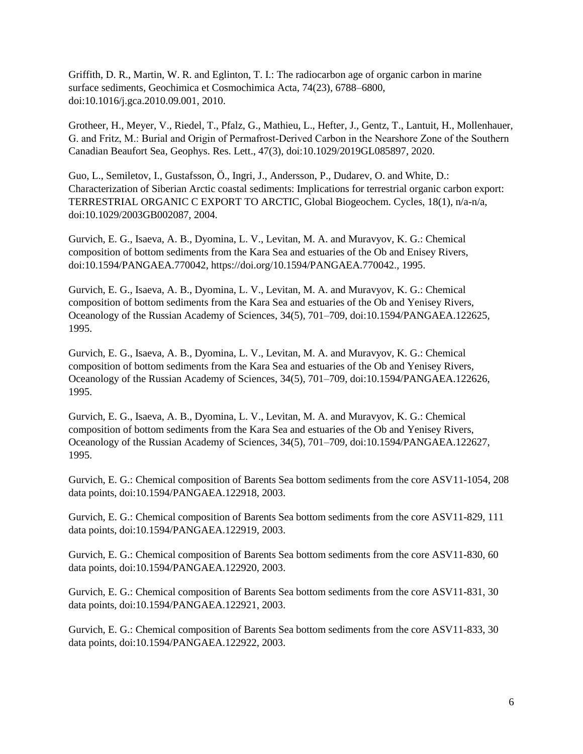Griffith, D. R., Martin, W. R. and Eglinton, T. I.: The radiocarbon age of organic carbon in marine surface sediments, Geochimica et Cosmochimica Acta, 74(23), 6788–6800, doi:10.1016/j.gca.2010.09.001, 2010.

Grotheer, H., Meyer, V., Riedel, T., Pfalz, G., Mathieu, L., Hefter, J., Gentz, T., Lantuit, H., Mollenhauer, G. and Fritz, M.: Burial and Origin of Permafrost‐Derived Carbon in the Nearshore Zone of the Southern Canadian Beaufort Sea, Geophys. Res. Lett., 47(3), doi:10.1029/2019GL085897, 2020.

Guo, L., Semiletov, I., Gustafsson, Ö., Ingri, J., Andersson, P., Dudarev, O. and White, D.: Characterization of Siberian Arctic coastal sediments: Implications for terrestrial organic carbon export: TERRESTRIAL ORGANIC C EXPORT TO ARCTIC, Global Biogeochem. Cycles, 18(1), n/a-n/a, doi:10.1029/2003GB002087, 2004.

Gurvich, E. G., Isaeva, A. B., Dyomina, L. V., Levitan, M. A. and Muravyov, K. G.: Chemical composition of bottom sediments from the Kara Sea and estuaries of the Ob and Enisey Rivers, doi:10.1594/PANGAEA.770042, https://doi.org/10.1594/PANGAEA.770042., 1995.

Gurvich, E. G., Isaeva, A. B., Dyomina, L. V., Levitan, M. A. and Muravyov, K. G.: Chemical composition of bottom sediments from the Kara Sea and estuaries of the Ob and Yenisey Rivers, Oceanology of the Russian Academy of Sciences, 34(5), 701–709, doi:10.1594/PANGAEA.122625, 1995.

Gurvich, E. G., Isaeva, A. B., Dyomina, L. V., Levitan, M. A. and Muravyov, K. G.: Chemical composition of bottom sediments from the Kara Sea and estuaries of the Ob and Yenisey Rivers, Oceanology of the Russian Academy of Sciences, 34(5), 701–709, doi:10.1594/PANGAEA.122626, 1995.

Gurvich, E. G., Isaeva, A. B., Dyomina, L. V., Levitan, M. A. and Muravyov, K. G.: Chemical composition of bottom sediments from the Kara Sea and estuaries of the Ob and Yenisey Rivers, Oceanology of the Russian Academy of Sciences, 34(5), 701–709, doi:10.1594/PANGAEA.122627, 1995.

Gurvich, E. G.: Chemical composition of Barents Sea bottom sediments from the core ASV11-1054, 208 data points, doi:10.1594/PANGAEA.122918, 2003.

Gurvich, E. G.: Chemical composition of Barents Sea bottom sediments from the core ASV11-829, 111 data points, doi:10.1594/PANGAEA.122919, 2003.

Gurvich, E. G.: Chemical composition of Barents Sea bottom sediments from the core ASV11-830, 60 data points, doi:10.1594/PANGAEA.122920, 2003.

Gurvich, E. G.: Chemical composition of Barents Sea bottom sediments from the core ASV11-831, 30 data points, doi:10.1594/PANGAEA.122921, 2003.

Gurvich, E. G.: Chemical composition of Barents Sea bottom sediments from the core ASV11-833, 30 data points, doi:10.1594/PANGAEA.122922, 2003.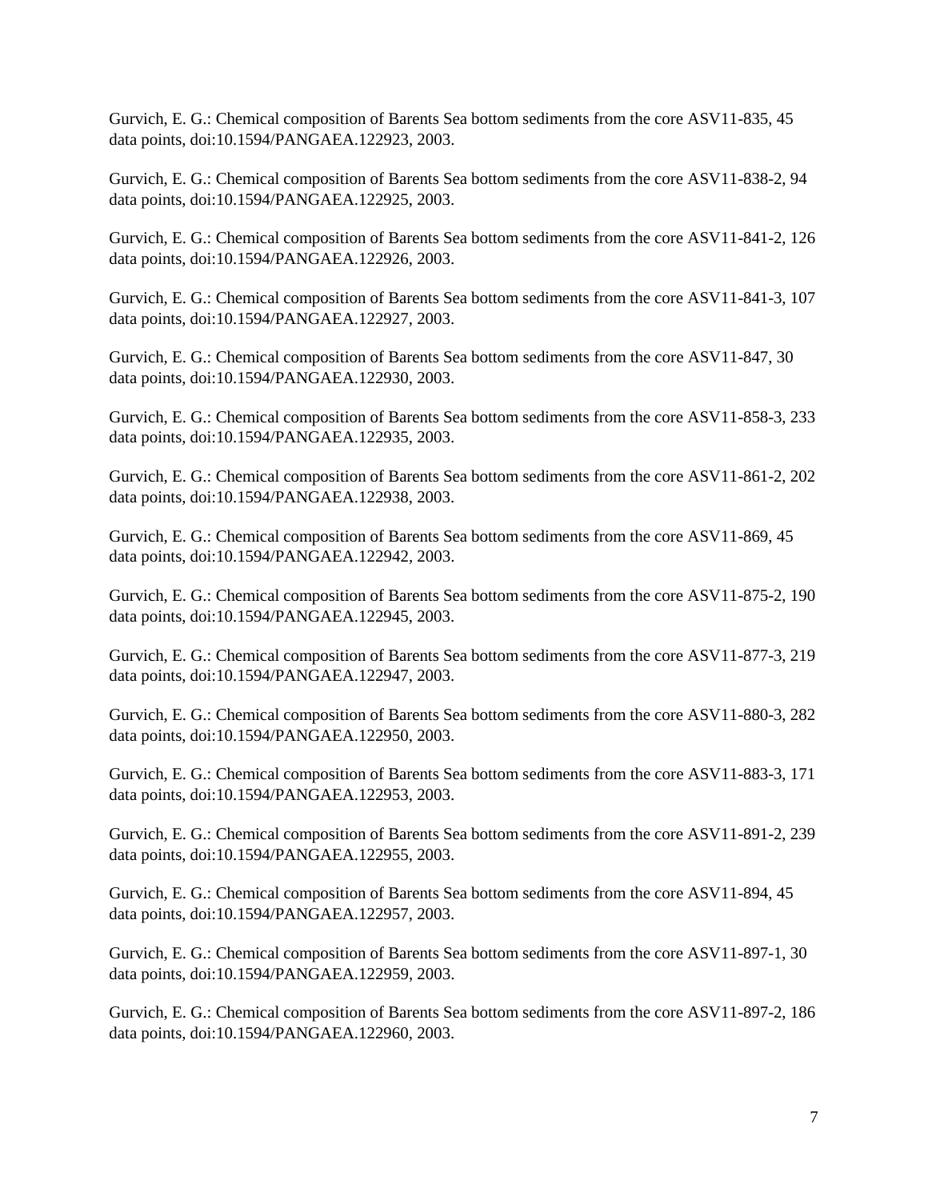Gurvich, E. G.: Chemical composition of Barents Sea bottom sediments from the core ASV11-835, 45 data points, doi:10.1594/PANGAEA.122923, 2003.

Gurvich, E. G.: Chemical composition of Barents Sea bottom sediments from the core ASV11-838-2, 94 data points, doi:10.1594/PANGAEA.122925, 2003.

Gurvich, E. G.: Chemical composition of Barents Sea bottom sediments from the core ASV11-841-2, 126 data points, doi:10.1594/PANGAEA.122926, 2003.

Gurvich, E. G.: Chemical composition of Barents Sea bottom sediments from the core ASV11-841-3, 107 data points, doi:10.1594/PANGAEA.122927, 2003.

Gurvich, E. G.: Chemical composition of Barents Sea bottom sediments from the core ASV11-847, 30 data points, doi:10.1594/PANGAEA.122930, 2003.

Gurvich, E. G.: Chemical composition of Barents Sea bottom sediments from the core ASV11-858-3, 233 data points, doi:10.1594/PANGAEA.122935, 2003.

Gurvich, E. G.: Chemical composition of Barents Sea bottom sediments from the core ASV11-861-2, 202 data points, doi:10.1594/PANGAEA.122938, 2003.

Gurvich, E. G.: Chemical composition of Barents Sea bottom sediments from the core ASV11-869, 45 data points, doi:10.1594/PANGAEA.122942, 2003.

Gurvich, E. G.: Chemical composition of Barents Sea bottom sediments from the core ASV11-875-2, 190 data points, doi:10.1594/PANGAEA.122945, 2003.

Gurvich, E. G.: Chemical composition of Barents Sea bottom sediments from the core ASV11-877-3, 219 data points, doi:10.1594/PANGAEA.122947, 2003.

Gurvich, E. G.: Chemical composition of Barents Sea bottom sediments from the core ASV11-880-3, 282 data points, doi:10.1594/PANGAEA.122950, 2003.

Gurvich, E. G.: Chemical composition of Barents Sea bottom sediments from the core ASV11-883-3, 171 data points, doi:10.1594/PANGAEA.122953, 2003.

Gurvich, E. G.: Chemical composition of Barents Sea bottom sediments from the core ASV11-891-2, 239 data points, doi:10.1594/PANGAEA.122955, 2003.

Gurvich, E. G.: Chemical composition of Barents Sea bottom sediments from the core ASV11-894, 45 data points, doi:10.1594/PANGAEA.122957, 2003.

Gurvich, E. G.: Chemical composition of Barents Sea bottom sediments from the core ASV11-897-1, 30 data points, doi:10.1594/PANGAEA.122959, 2003.

Gurvich, E. G.: Chemical composition of Barents Sea bottom sediments from the core ASV11-897-2, 186 data points, doi:10.1594/PANGAEA.122960, 2003.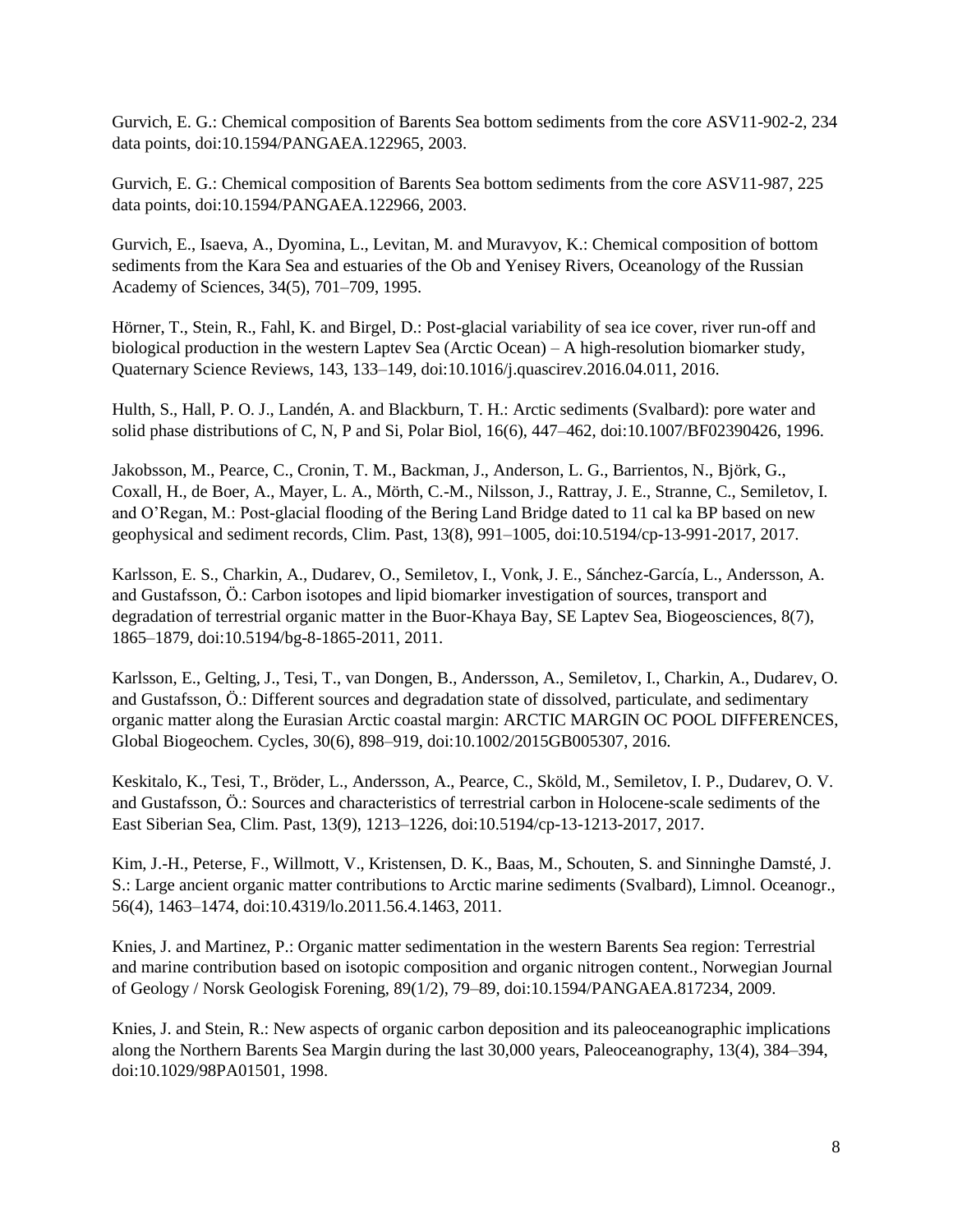Gurvich, E. G.: Chemical composition of Barents Sea bottom sediments from the core ASV11-902-2, 234 data points, doi:10.1594/PANGAEA.122965, 2003.

Gurvich, E. G.: Chemical composition of Barents Sea bottom sediments from the core ASV11-987, 225 data points, doi:10.1594/PANGAEA.122966, 2003.

Gurvich, E., Isaeva, A., Dyomina, L., Levitan, M. and Muravyov, K.: Chemical composition of bottom sediments from the Kara Sea and estuaries of the Ob and Yenisey Rivers, Oceanology of the Russian Academy of Sciences, 34(5), 701–709, 1995.

Hörner, T., Stein, R., Fahl, K. and Birgel, D.: Post-glacial variability of sea ice cover, river run-off and biological production in the western Laptev Sea (Arctic Ocean) – A high-resolution biomarker study, Quaternary Science Reviews, 143, 133–149, doi:10.1016/j.quascirev.2016.04.011, 2016.

Hulth, S., Hall, P. O. J., Landén, A. and Blackburn, T. H.: Arctic sediments (Svalbard): pore water and solid phase distributions of C, N, P and Si, Polar Biol, 16(6), 447–462, doi:10.1007/BF02390426, 1996.

Jakobsson, M., Pearce, C., Cronin, T. M., Backman, J., Anderson, L. G., Barrientos, N., Björk, G., Coxall, H., de Boer, A., Mayer, L. A., Mörth, C.-M., Nilsson, J., Rattray, J. E., Stranne, C., Semiletov, I. and O'Regan, M.: Post-glacial flooding of the Bering Land Bridge dated to 11 cal ka BP based on new geophysical and sediment records, Clim. Past, 13(8), 991–1005, doi:10.5194/cp-13-991-2017, 2017.

Karlsson, E. S., Charkin, A., Dudarev, O., Semiletov, I., Vonk, J. E., Sánchez-García, L., Andersson, A. and Gustafsson, Ö.: Carbon isotopes and lipid biomarker investigation of sources, transport and degradation of terrestrial organic matter in the Buor-Khaya Bay, SE Laptev Sea, Biogeosciences, 8(7), 1865–1879, doi:10.5194/bg-8-1865-2011, 2011.

Karlsson, E., Gelting, J., Tesi, T., van Dongen, B., Andersson, A., Semiletov, I., Charkin, A., Dudarev, O. and Gustafsson, Ö.: Different sources and degradation state of dissolved, particulate, and sedimentary organic matter along the Eurasian Arctic coastal margin: ARCTIC MARGIN OC POOL DIFFERENCES, Global Biogeochem. Cycles, 30(6), 898–919, doi:10.1002/2015GB005307, 2016.

Keskitalo, K., Tesi, T., Bröder, L., Andersson, A., Pearce, C., Sköld, M., Semiletov, I. P., Dudarev, O. V. and Gustafsson, Ö.: Sources and characteristics of terrestrial carbon in Holocene-scale sediments of the East Siberian Sea, Clim. Past, 13(9), 1213–1226, doi:10.5194/cp-13-1213-2017, 2017.

Kim, J.-H., Peterse, F., Willmott, V., Kristensen, D. K., Baas, M., Schouten, S. and Sinninghe Damsté, J. S.: Large ancient organic matter contributions to Arctic marine sediments (Svalbard), Limnol. Oceanogr., 56(4), 1463–1474, doi:10.4319/lo.2011.56.4.1463, 2011.

Knies, J. and Martinez, P.: Organic matter sedimentation in the western Barents Sea region: Terrestrial and marine contribution based on isotopic composition and organic nitrogen content., Norwegian Journal of Geology / Norsk Geologisk Forening, 89(1/2), 79–89, doi:10.1594/PANGAEA.817234, 2009.

Knies, J. and Stein, R.: New aspects of organic carbon deposition and its paleoceanographic implications along the Northern Barents Sea Margin during the last 30,000 years, Paleoceanography, 13(4), 384–394, doi:10.1029/98PA01501, 1998.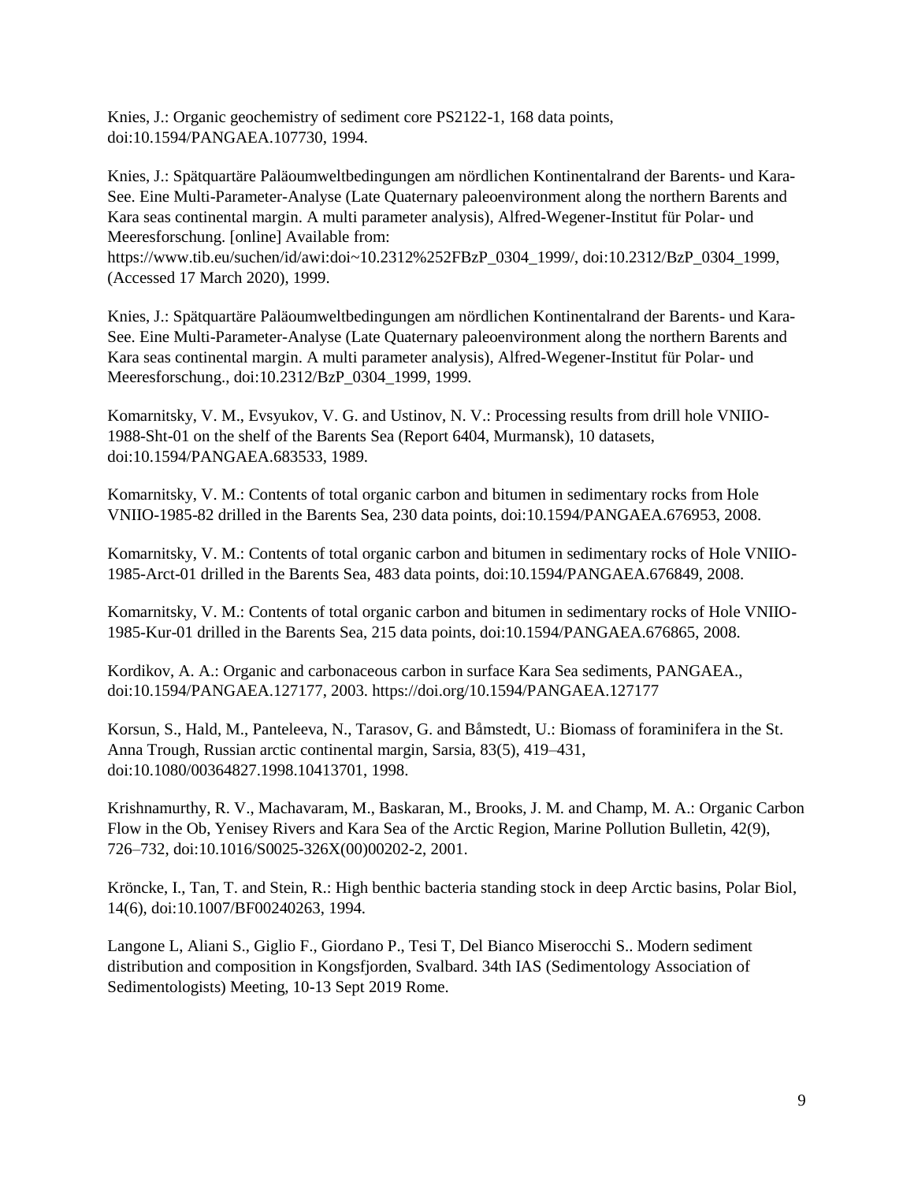Knies, J.: Organic geochemistry of sediment core PS2122-1, 168 data points, doi:10.1594/PANGAEA.107730, 1994.

Knies, J.: Spätquartäre Paläoumweltbedingungen am nördlichen Kontinentalrand der Barents- und Kara-See. Eine Multi-Parameter-Analyse (Late Quaternary paleoenvironment along the northern Barents and Kara seas continental margin. A multi parameter analysis), Alfred-Wegener-Institut für Polar- und Meeresforschung. [online] Available from: https://www.tib.eu/suchen/id/awi:doi~10.2312%252FBzP_0304_1999/, doi:10.2312/BzP_0304_1999, (Accessed 17 March 2020), 1999.

Knies, J.: Spätquartäre Paläoumweltbedingungen am nördlichen Kontinentalrand der Barents- und Kara-See. Eine Multi-Parameter-Analyse (Late Quaternary paleoenvironment along the northern Barents and Kara seas continental margin. A multi parameter analysis), Alfred-Wegener-Institut für Polar- und Meeresforschung., doi:10.2312/BzP_0304_1999, 1999.

Komarnitsky, V. M., Evsyukov, V. G. and Ustinov, N. V.: Processing results from drill hole VNIIO-1988-Sht-01 on the shelf of the Barents Sea (Report 6404, Murmansk), 10 datasets, doi:10.1594/PANGAEA.683533, 1989.

Komarnitsky, V. M.: Contents of total organic carbon and bitumen in sedimentary rocks from Hole VNIIO-1985-82 drilled in the Barents Sea, 230 data points, doi:10.1594/PANGAEA.676953, 2008.

Komarnitsky, V. M.: Contents of total organic carbon and bitumen in sedimentary rocks of Hole VNIIO-1985-Arct-01 drilled in the Barents Sea, 483 data points, doi:10.1594/PANGAEA.676849, 2008.

Komarnitsky, V. M.: Contents of total organic carbon and bitumen in sedimentary rocks of Hole VNIIO-1985-Kur-01 drilled in the Barents Sea, 215 data points, doi:10.1594/PANGAEA.676865, 2008.

Kordikov, A. A.: Organic and carbonaceous carbon in surface Kara Sea sediments, PANGAEA., doi:10.1594/PANGAEA.127177, 2003. https://doi.org/10.1594/PANGAEA.127177

Korsun, S., Hald, M., Panteleeva, N., Tarasov, G. and Båmstedt, U.: Biomass of foraminifera in the St. Anna Trough, Russian arctic continental margin, Sarsia, 83(5), 419–431, doi:10.1080/00364827.1998.10413701, 1998.

Krishnamurthy, R. V., Machavaram, M., Baskaran, M., Brooks, J. M. and Champ, M. A.: Organic Carbon Flow in the Ob, Yenisey Rivers and Kara Sea of the Arctic Region, Marine Pollution Bulletin, 42(9), 726–732, doi:10.1016/S0025-326X(00)00202-2, 2001.

Kröncke, I., Tan, T. and Stein, R.: High benthic bacteria standing stock in deep Arctic basins, Polar Biol, 14(6), doi:10.1007/BF00240263, 1994.

Langone L, Aliani S., Giglio F., Giordano P., Tesi T, Del Bianco Miserocchi S.. Modern sediment distribution and composition in Kongsfjorden, Svalbard. 34th IAS (Sedimentology Association of Sedimentologists) Meeting, 10-13 Sept 2019 Rome.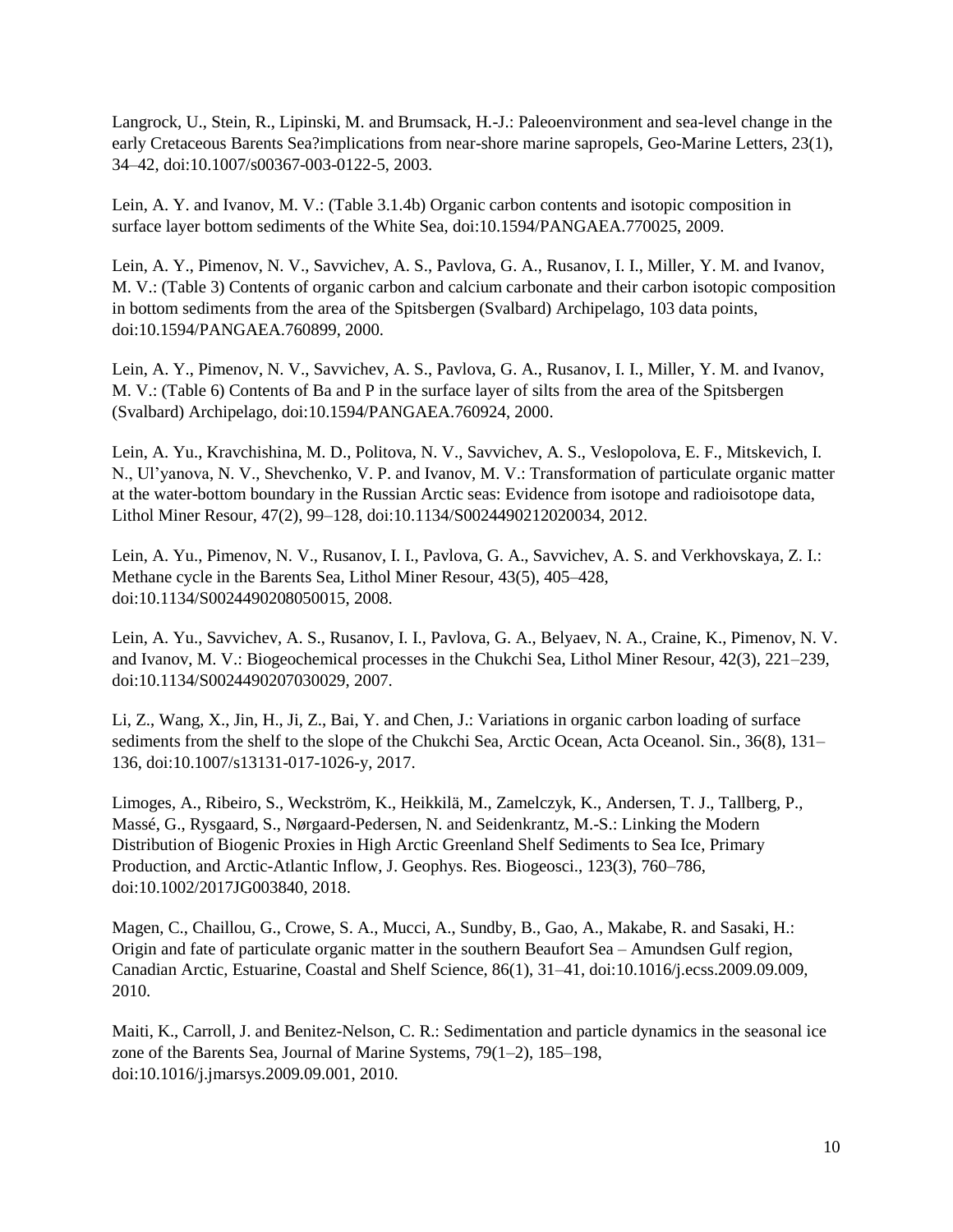Langrock, U., Stein, R., Lipinski, M. and Brumsack, H.-J.: Paleoenvironment and sea-level change in the early Cretaceous Barents Sea?implications from near-shore marine sapropels, Geo-Marine Letters, 23(1), 34–42, doi:10.1007/s00367-003-0122-5, 2003.

Lein, A. Y. and Ivanov, M. V.: (Table 3.1.4b) Organic carbon contents and isotopic composition in surface layer bottom sediments of the White Sea, doi:10.1594/PANGAEA.770025, 2009.

Lein, A. Y., Pimenov, N. V., Savvichev, A. S., Pavlova, G. A., Rusanov, I. I., Miller, Y. M. and Ivanov, M. V.: (Table 3) Contents of organic carbon and calcium carbonate and their carbon isotopic composition in bottom sediments from the area of the Spitsbergen (Svalbard) Archipelago, 103 data points, doi:10.1594/PANGAEA.760899, 2000.

Lein, A. Y., Pimenov, N. V., Savvichev, A. S., Pavlova, G. A., Rusanov, I. I., Miller, Y. M. and Ivanov, M. V.: (Table 6) Contents of Ba and P in the surface layer of silts from the area of the Spitsbergen (Svalbard) Archipelago, doi:10.1594/PANGAEA.760924, 2000.

Lein, A. Yu., Kravchishina, M. D., Politova, N. V., Savvichev, A. S., Veslopolova, E. F., Mitskevich, I. N., Ul'yanova, N. V., Shevchenko, V. P. and Ivanov, M. V.: Transformation of particulate organic matter at the water-bottom boundary in the Russian Arctic seas: Evidence from isotope and radioisotope data, Lithol Miner Resour, 47(2), 99–128, doi:10.1134/S0024490212020034, 2012.

Lein, A. Yu., Pimenov, N. V., Rusanov, I. I., Pavlova, G. A., Savvichev, A. S. and Verkhovskaya, Z. I.: Methane cycle in the Barents Sea, Lithol Miner Resour, 43(5), 405–428, doi:10.1134/S0024490208050015, 2008.

Lein, A. Yu., Savvichev, A. S., Rusanov, I. I., Pavlova, G. A., Belyaev, N. A., Craine, K., Pimenov, N. V. and Ivanov, M. V.: Biogeochemical processes in the Chukchi Sea, Lithol Miner Resour, 42(3), 221–239, doi:10.1134/S0024490207030029, 2007.

Li, Z., Wang, X., Jin, H., Ji, Z., Bai, Y. and Chen, J.: Variations in organic carbon loading of surface sediments from the shelf to the slope of the Chukchi Sea, Arctic Ocean, Acta Oceanol. Sin., 36(8), 131–136, doi:10.1007/s13131-017-1026-y, 2017.

Limoges, A., Ribeiro, S., Weckström, K., Heikkilä, M., Zamelczyk, K., Andersen, T. J., Tallberg, P., Massé, G., Rysgaard, S., Nørgaard-Pedersen, N. and Seidenkrantz, M.-S.: Linking the Modern Distribution of Biogenic Proxies in High Arctic Greenland Shelf Sediments to Sea Ice, Primary Production, and Arctic-Atlantic Inflow, J. Geophys. Res. Biogeosci., 123(3), 760–786, doi:10.1002/2017JG003840, 2018.

Magen, C., Chaillou, G., Crowe, S. A., Mucci, A., Sundby, B., Gao, A., Makabe, R. and Sasaki, H.: Origin and fate of particulate organic matter in the southern Beaufort Sea – Amundsen Gulf region, Canadian Arctic, Estuarine, Coastal and Shelf Science, 86(1), 31–41, doi:10.1016/j.ecss.2009.09.009, 2010.

Maiti, K., Carroll, J. and Benitez-Nelson, C. R.: Sedimentation and particle dynamics in the seasonal ice zone of the Barents Sea, Journal of Marine Systems, 79(1–2), 185–198, doi:10.1016/j.jmarsys.2009.09.001, 2010.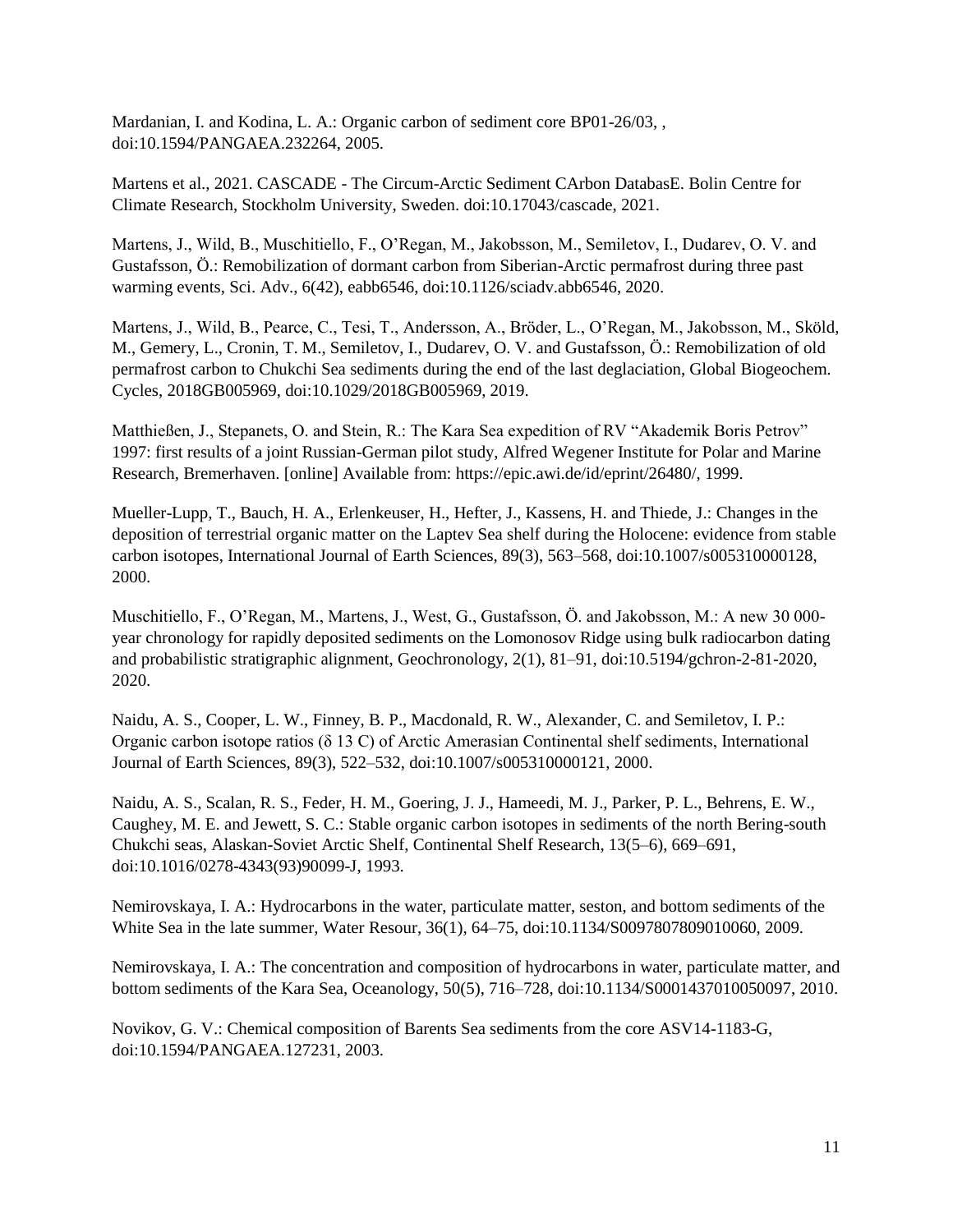Mardanian, I. and Kodina, L. A.: Organic carbon of sediment core BP01-26/03, , doi:10.1594/PANGAEA.232264, 2005.

Martens et al., 2021. CASCADE - The Circum-Arctic Sediment CArbon DatabasE. Bolin Centre for Climate Research, Stockholm University, Sweden. doi:10.17043/cascade, 2021.

Martens, J., Wild, B., Muschitiello, F., O'Regan, M., Jakobsson, M., Semiletov, I., Dudarev, O. V. and Gustafsson, Ö.: Remobilization of dormant carbon from Siberian-Arctic permafrost during three past warming events, Sci. Adv., 6(42), eabb6546, doi:10.1126/sciadv.abb6546, 2020.

Martens, J., Wild, B., Pearce, C., Tesi, T., Andersson, A., Bröder, L., O'Regan, M., Jakobsson, M., Sköld, M., Gemery, L., Cronin, T. M., Semiletov, I., Dudarev, O. V. and Gustafsson, Ö.: Remobilization of old permafrost carbon to Chukchi Sea sediments during the end of the last deglaciation, Global Biogeochem. Cycles, 2018GB005969, doi:10.1029/2018GB005969, 2019.

Matthießen, J., Stepanets, O. and Stein, R.: The Kara Sea expedition of RV "Akademik Boris Petrov" 1997: first results of a joint Russian-German pilot study, Alfred Wegener Institute for Polar and Marine Research, Bremerhaven. [online] Available from: https://epic.awi.de/id/eprint/26480/, 1999.

Mueller-Lupp, T., Bauch, H. A., Erlenkeuser, H., Hefter, J., Kassens, H. and Thiede, J.: Changes in the deposition of terrestrial organic matter on the Laptev Sea shelf during the Holocene: evidence from stable carbon isotopes, International Journal of Earth Sciences, 89(3), 563–568, doi:10.1007/s005310000128, 2000.

Muschitiello, F., O'Regan, M., Martens, J., West, G., Gustafsson, Ö. and Jakobsson, M.: A new 30 000-year chronology for rapidly deposited sediments on the Lomonosov Ridge using bulk radiocarbon dating and probabilistic stratigraphic alignment, Geochronology, 2(1), 81–91, doi:10.5194/gchron-2-81-2020, 2020.

Naidu, A. S., Cooper, L. W., Finney, B. P., Macdonald, R. W., Alexander, C. and Semiletov, I. P.: Organic carbon isotope ratios (δ 13 C) of Arctic Amerasian Continental shelf sediments, International Journal of Earth Sciences, 89(3), 522–532, doi:10.1007/s005310000121, 2000.

Naidu, A. S., Scalan, R. S., Feder, H. M., Goering, J. J., Hameedi, M. J., Parker, P. L., Behrens, E. W., Caughey, M. E. and Jewett, S. C.: Stable organic carbon isotopes in sediments of the north Bering-south Chukchi seas, Alaskan-Soviet Arctic Shelf, Continental Shelf Research, 13(5–6), 669–691, doi:10.1016/0278-4343(93)90099-J, 1993.

Nemirovskaya, I. A.: Hydrocarbons in the water, particulate matter, seston, and bottom sediments of the White Sea in the late summer, Water Resour, 36(1), 64–75, doi:10.1134/S0097807809010060, 2009.

Nemirovskaya, I. A.: The concentration and composition of hydrocarbons in water, particulate matter, and bottom sediments of the Kara Sea, Oceanology, 50(5), 716–728, doi:10.1134/S0001437010050097, 2010.

Novikov, G. V.: Chemical composition of Barents Sea sediments from the core ASV14-1183-G, doi:10.1594/PANGAEA.127231, 2003.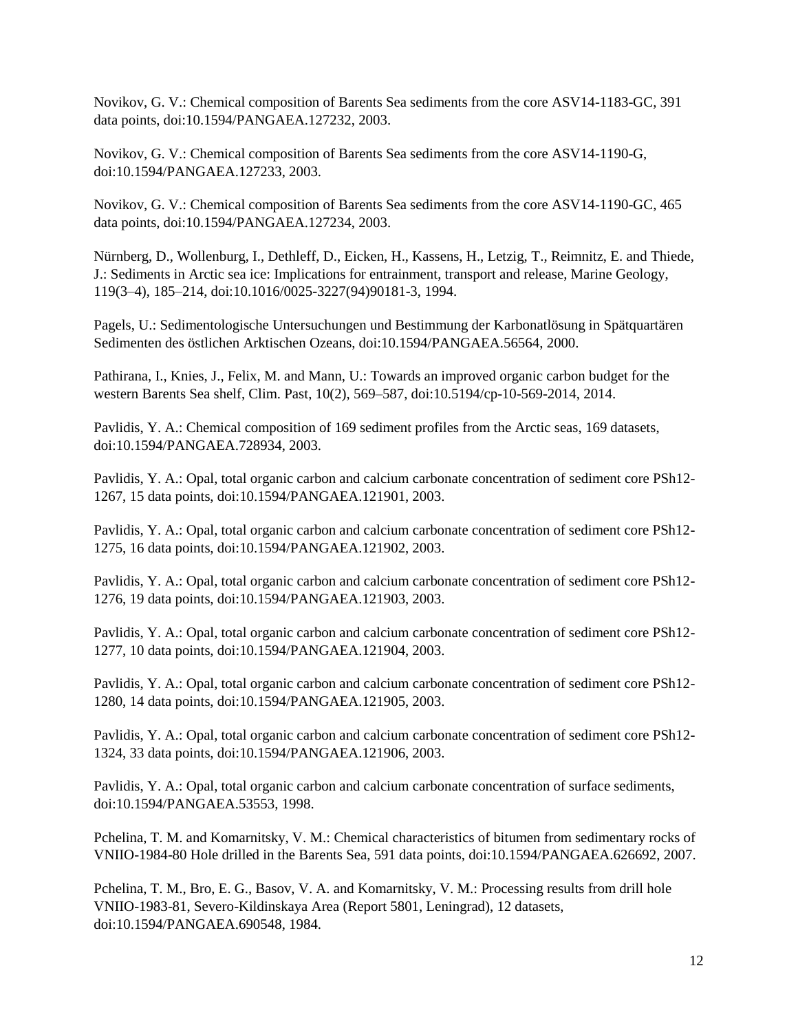Novikov, G. V.: Chemical composition of Barents Sea sediments from the core ASV14-1183-GC, 391 data points, doi:10.1594/PANGAEA.127232, 2003.

Novikov, G. V.: Chemical composition of Barents Sea sediments from the core ASV14-1190-G, doi:10.1594/PANGAEA.127233, 2003.

Novikov, G. V.: Chemical composition of Barents Sea sediments from the core ASV14-1190-GC, 465 data points, doi:10.1594/PANGAEA.127234, 2003.

Nürnberg, D., Wollenburg, I., Dethleff, D., Eicken, H., Kassens, H., Letzig, T., Reimnitz, E. and Thiede, J.: Sediments in Arctic sea ice: Implications for entrainment, transport and release, Marine Geology, 119(3–4), 185–214, doi:10.1016/0025-3227(94)90181-3, 1994.

Pagels, U.: Sedimentologische Untersuchungen und Bestimmung der Karbonatlösung in Spätquartären Sedimenten des östlichen Arktischen Ozeans, doi:10.1594/PANGAEA.56564, 2000.

Pathirana, I., Knies, J., Felix, M. and Mann, U.: Towards an improved organic carbon budget for the western Barents Sea shelf, Clim. Past, 10(2), 569–587, doi:10.5194/cp-10-569-2014, 2014.

Pavlidis, Y. A.: Chemical composition of 169 sediment profiles from the Arctic seas, 169 datasets, doi:10.1594/PANGAEA.728934, 2003.

Pavlidis, Y. A.: Opal, total organic carbon and calcium carbonate concentration of sediment core PSh12-1267, 15 data points, doi:10.1594/PANGAEA.121901, 2003.

Pavlidis, Y. A.: Opal, total organic carbon and calcium carbonate concentration of sediment core PSh12-1275, 16 data points, doi:10.1594/PANGAEA.121902, 2003.

Pavlidis, Y. A.: Opal, total organic carbon and calcium carbonate concentration of sediment core PSh12-1276, 19 data points, doi:10.1594/PANGAEA.121903, 2003.

Pavlidis, Y. A.: Opal, total organic carbon and calcium carbonate concentration of sediment core PSh12-1277, 10 data points, doi:10.1594/PANGAEA.121904, 2003.

Pavlidis, Y. A.: Opal, total organic carbon and calcium carbonate concentration of sediment core PSh12-1280, 14 data points, doi:10.1594/PANGAEA.121905, 2003.

Pavlidis, Y. A.: Opal, total organic carbon and calcium carbonate concentration of sediment core PSh12-1324, 33 data points, doi:10.1594/PANGAEA.121906, 2003.

Pavlidis, Y. A.: Opal, total organic carbon and calcium carbonate concentration of surface sediments, doi:10.1594/PANGAEA.53553, 1998.

Pchelina, T. M. and Komarnitsky, V. M.: Chemical characteristics of bitumen from sedimentary rocks of VNIIO-1984-80 Hole drilled in the Barents Sea, 591 data points, doi:10.1594/PANGAEA.626692, 2007.

Pchelina, T. M., Bro, E. G., Basov, V. A. and Komarnitsky, V. M.: Processing results from drill hole VNIIO-1983-81, Severo-Kildinskaya Area (Report 5801, Leningrad), 12 datasets, doi:10.1594/PANGAEA.690548, 1984.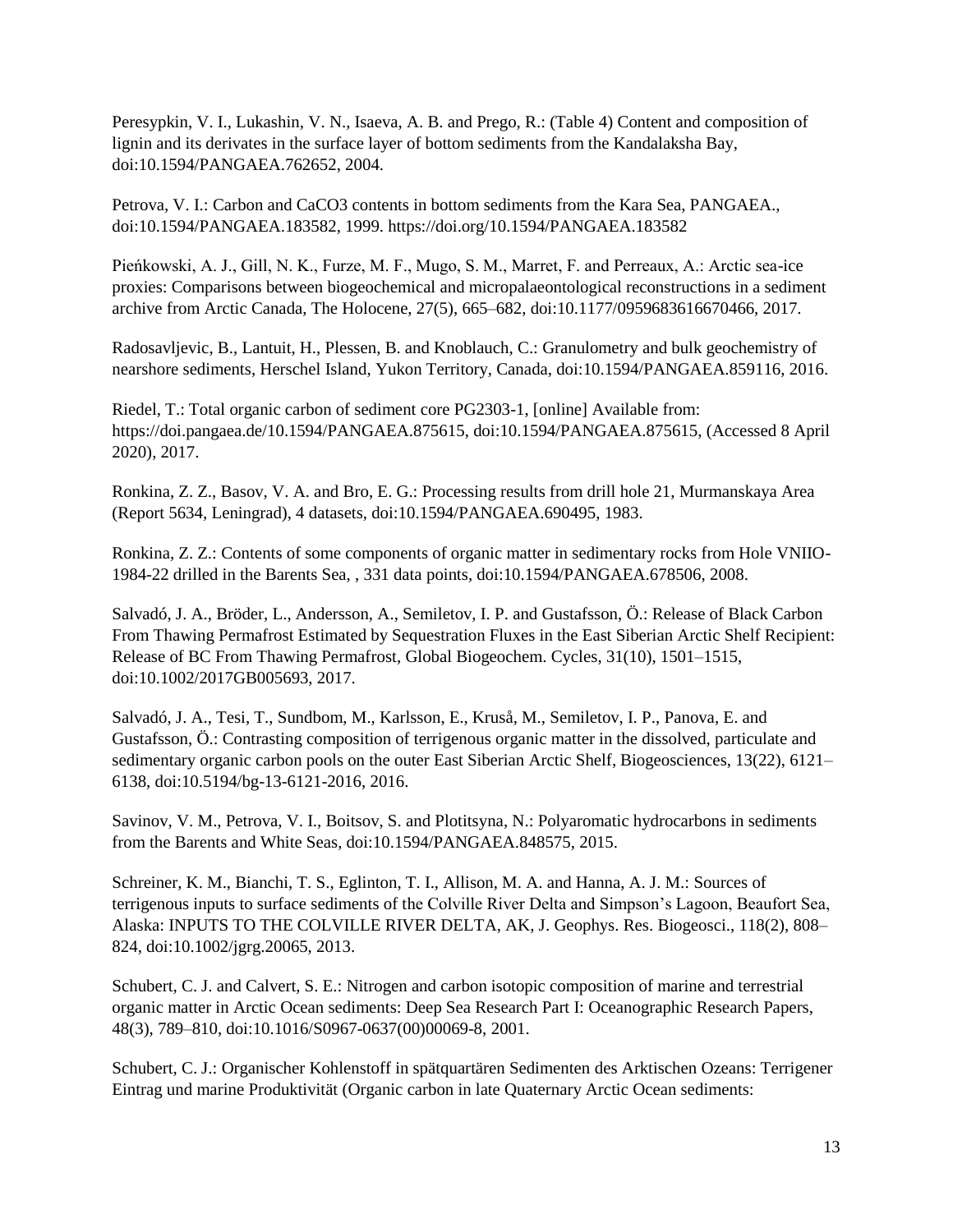Peresypkin, V. I., Lukashin, V. N., Isaeva, A. B. and Prego, R.: (Table 4) Content and composition of lignin and its derivates in the surface layer of bottom sediments from the Kandalaksha Bay, doi:10.1594/PANGAEA.762652, 2004.

Petrova, V. I.: Carbon and CaCO3 contents in bottom sediments from the Kara Sea, PANGAEA., doi:10.1594/PANGAEA.183582, 1999. https://doi.org/10.1594/PANGAEA.183582

Pieńkowski, A. J., Gill, N. K., Furze, M. F., Mugo, S. M., Marret, F. and Perreaux, A.: Arctic sea-ice proxies: Comparisons between biogeochemical and micropalaeontological reconstructions in a sediment archive from Arctic Canada, The Holocene, 27(5), 665–682, doi:10.1177/0959683616670466, 2017.

Radosavljevic, B., Lantuit, H., Plessen, B. and Knoblauch, C.: Granulometry and bulk geochemistry of nearshore sediments, Herschel Island, Yukon Territory, Canada, doi:10.1594/PANGAEA.859116, 2016.

Riedel, T.: Total organic carbon of sediment core PG2303-1, [online] Available from: https://doi.pangaea.de/10.1594/PANGAEA.875615, doi:10.1594/PANGAEA.875615, (Accessed 8 April 2020), 2017.

Ronkina, Z. Z., Basov, V. A. and Bro, E. G.: Processing results from drill hole 21, Murmanskaya Area (Report 5634, Leningrad), 4 datasets, doi:10.1594/PANGAEA.690495, 1983.

Ronkina, Z. Z.: Contents of some components of organic matter in sedimentary rocks from Hole VNIIO-1984-22 drilled in the Barents Sea, , 331 data points, doi:10.1594/PANGAEA.678506, 2008.

Salvadó, J. A., Bröder, L., Andersson, A., Semiletov, I. P. and Gustafsson, Ö.: Release of Black Carbon From Thawing Permafrost Estimated by Sequestration Fluxes in the East Siberian Arctic Shelf Recipient: Release of BC From Thawing Permafrost, Global Biogeochem. Cycles, 31(10), 1501–1515, doi:10.1002/2017GB005693, 2017.

Salvadó, J. A., Tesi, T., Sundbom, M., Karlsson, E., Kruså, M., Semiletov, I. P., Panova, E. and Gustafsson, Ö.: Contrasting composition of terrigenous organic matter in the dissolved, particulate and sedimentary organic carbon pools on the outer East Siberian Arctic Shelf, Biogeosciences, 13(22), 6121–6138, doi:10.5194/bg-13-6121-2016, 2016.

Savinov, V. M., Petrova, V. I., Boitsov, S. and Plotitsyna, N.: Polyaromatic hydrocarbons in sediments from the Barents and White Seas, doi:10.1594/PANGAEA.848575, 2015.

Schreiner, K. M., Bianchi, T. S., Eglinton, T. I., Allison, M. A. and Hanna, A. J. M.: Sources of terrigenous inputs to surface sediments of the Colville River Delta and Simpson's Lagoon, Beaufort Sea, Alaska: INPUTS TO THE COLVILLE RIVER DELTA, AK, J. Geophys. Res. Biogeosci., 118(2), 808–824, doi:10.1002/jgrg.20065, 2013.

Schubert, C. J. and Calvert, S. E.: Nitrogen and carbon isotopic composition of marine and terrestrial organic matter in Arctic Ocean sediments: Deep Sea Research Part I: Oceanographic Research Papers, 48(3), 789–810, doi:10.1016/S0967-0637(00)00069-8, 2001.

Schubert, C. J.: Organischer Kohlenstoff in spätquartären Sedimenten des Arktischen Ozeans: Terrigener Eintrag und marine Produktivität (Organic carbon in late Quaternary Arctic Ocean sediments: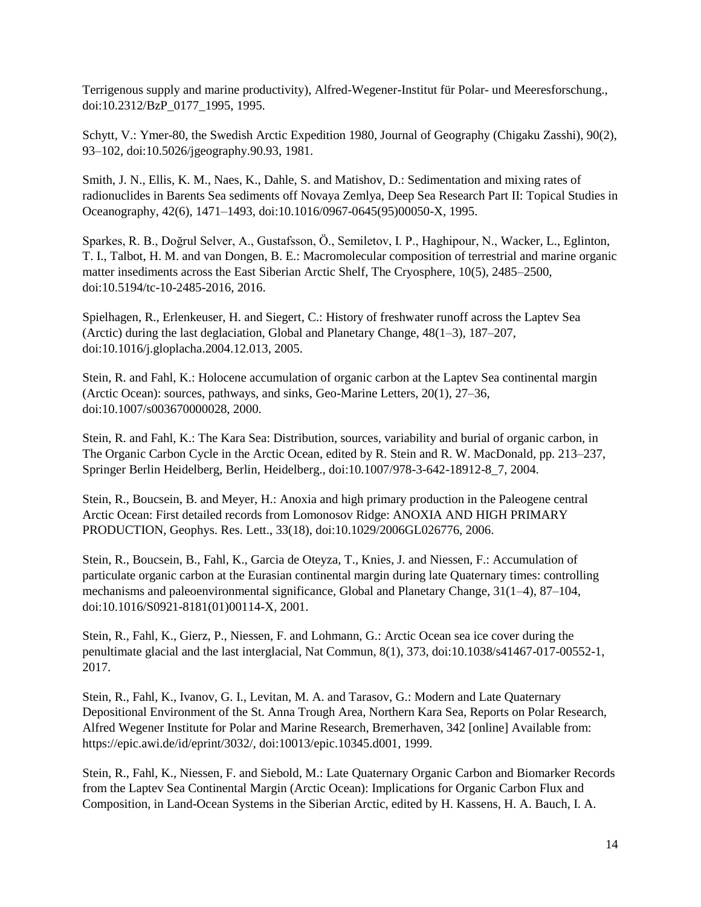Terrigenous supply and marine productivity), Alfred-Wegener-Institut für Polar- und Meeresforschung., doi:10.2312/BzP_0177_1995, 1995.

Schytt, V.: Ymer-80, the Swedish Arctic Expedition 1980, Journal of Geography (Chigaku Zasshi), 90(2), 93–102, doi:10.5026/jgeography.90.93, 1981.

Smith, J. N., Ellis, K. M., Naes, K., Dahle, S. and Matishov, D.: Sedimentation and mixing rates of radionuclides in Barents Sea sediments off Novaya Zemlya, Deep Sea Research Part II: Topical Studies in Oceanography, 42(6), 1471–1493, doi:10.1016/0967-0645(95)00050-X, 1995.

Sparkes, R. B., Doğrul Selver, A., Gustafsson, Ö., Semiletov, I. P., Haghipour, N., Wacker, L., Eglinton, T. I., Talbot, H. M. and van Dongen, B. E.: Macromolecular composition of terrestrial and marine organic matter insediments across the East Siberian Arctic Shelf, The Cryosphere, 10(5), 2485–2500, doi:10.5194/tc-10-2485-2016, 2016.

Spielhagen, R., Erlenkeuser, H. and Siegert, C.: History of freshwater runoff across the Laptev Sea (Arctic) during the last deglaciation, Global and Planetary Change, 48(1–3), 187–207, doi:10.1016/j.gloplacha.2004.12.013, 2005.

Stein, R. and Fahl, K.: Holocene accumulation of organic carbon at the Laptev Sea continental margin (Arctic Ocean): sources, pathways, and sinks, Geo-Marine Letters, 20(1), 27–36, doi:10.1007/s003670000028, 2000.

Stein, R. and Fahl, K.: The Kara Sea: Distribution, sources, variability and burial of organic carbon, in The Organic Carbon Cycle in the Arctic Ocean, edited by R. Stein and R. W. MacDonald, pp. 213–237, Springer Berlin Heidelberg, Berlin, Heidelberg., doi:10.1007/978-3-642-18912-8_7, 2004.

Stein, R., Boucsein, B. and Meyer, H.: Anoxia and high primary production in the Paleogene central Arctic Ocean: First detailed records from Lomonosov Ridge: ANOXIA AND HIGH PRIMARY PRODUCTION, Geophys. Res. Lett., 33(18), doi:10.1029/2006GL026776, 2006.

Stein, R., Boucsein, B., Fahl, K., Garcia de Oteyza, T., Knies, J. and Niessen, F.: Accumulation of particulate organic carbon at the Eurasian continental margin during late Quaternary times: controlling mechanisms and paleoenvironmental significance, Global and Planetary Change, 31(1–4), 87–104, doi:10.1016/S0921-8181(01)00114-X, 2001.

Stein, R., Fahl, K., Gierz, P., Niessen, F. and Lohmann, G.: Arctic Ocean sea ice cover during the penultimate glacial and the last interglacial, Nat Commun, 8(1), 373, doi:10.1038/s41467-017-00552-1, 2017.

Stein, R., Fahl, K., Ivanov, G. I., Levitan, M. A. and Tarasov, G.: Modern and Late Quaternary Depositional Environment of the St. Anna Trough Area, Northern Kara Sea, Reports on Polar Research, Alfred Wegener Institute for Polar and Marine Research, Bremerhaven, 342 [online] Available from: https://epic.awi.de/id/eprint/3032/, doi:10013/epic.10345.d001, 1999.

Stein, R., Fahl, K., Niessen, F. and Siebold, M.: Late Quaternary Organic Carbon and Biomarker Records from the Laptev Sea Continental Margin (Arctic Ocean): Implications for Organic Carbon Flux and Composition, in Land-Ocean Systems in the Siberian Arctic, edited by H. Kassens, H. A. Bauch, I. A.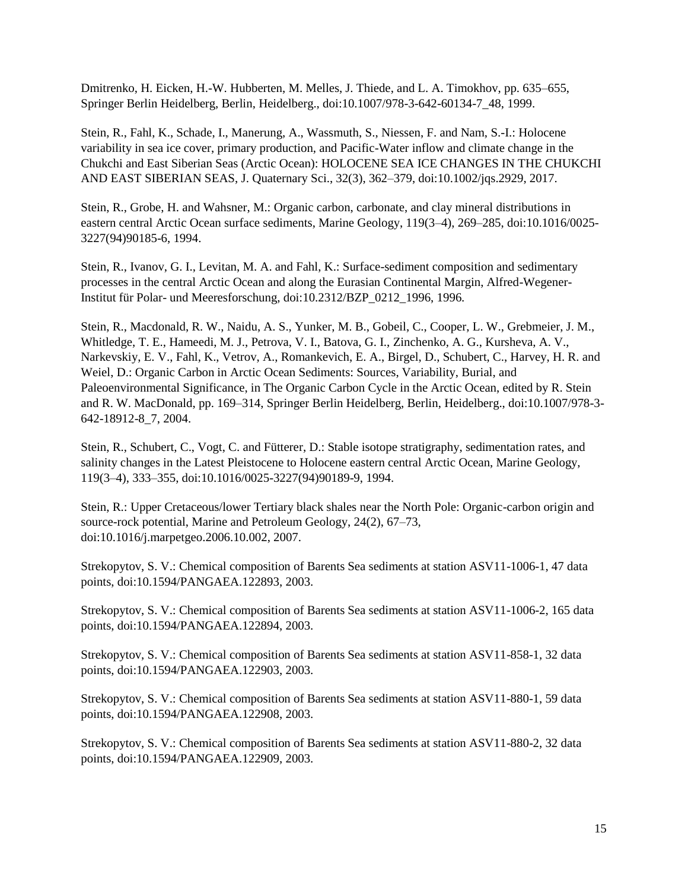Dmitrenko, H. Eicken, H.-W. Hubberten, M. Melles, J. Thiede, and L. A. Timokhov, pp. 635–655, Springer Berlin Heidelberg, Berlin, Heidelberg., doi:10.1007/978-3-642-60134-7_48, 1999.

Stein, R., Fahl, K., Schade, I., Manerung, A., Wassmuth, S., Niessen, F. and Nam, S.-I.: Holocene variability in sea ice cover, primary production, and Pacific-Water inflow and climate change in the Chukchi and East Siberian Seas (Arctic Ocean): HOLOCENE SEA ICE CHANGES IN THE CHUKCHI AND EAST SIBERIAN SEAS, J. Quaternary Sci., 32(3), 362–379, doi:10.1002/jqs.2929, 2017.

Stein, R., Grobe, H. and Wahsner, M.: Organic carbon, carbonate, and clay mineral distributions in eastern central Arctic Ocean surface sediments, Marine Geology, 119(3–4), 269–285, doi:10.1016/0025-3227(94)90185-6, 1994.

Stein, R., Ivanov, G. I., Levitan, M. A. and Fahl, K.: Surface-sediment composition and sedimentary processes in the central Arctic Ocean and along the Eurasian Continental Margin, Alfred-Wegener-Institut für Polar- und Meeresforschung, doi:10.2312/BZP_0212_1996, 1996.

Stein, R., Macdonald, R. W., Naidu, A. S., Yunker, M. B., Gobeil, C., Cooper, L. W., Grebmeier, J. M., Whitledge, T. E., Hameedi, M. J., Petrova, V. I., Batova, G. I., Zinchenko, A. G., Kursheva, A. V., Narkevskiy, E. V., Fahl, K., Vetrov, A., Romankevich, E. A., Birgel, D., Schubert, C., Harvey, H. R. and Weiel, D.: Organic Carbon in Arctic Ocean Sediments: Sources, Variability, Burial, and Paleoenvironmental Significance, in The Organic Carbon Cycle in the Arctic Ocean, edited by R. Stein and R. W. MacDonald, pp. 169–314, Springer Berlin Heidelberg, Berlin, Heidelberg., doi:10.1007/978-3-642-18912-8_7, 2004.

Stein, R., Schubert, C., Vogt, C. and Fütterer, D.: Stable isotope stratigraphy, sedimentation rates, and salinity changes in the Latest Pleistocene to Holocene eastern central Arctic Ocean, Marine Geology, 119(3–4), 333–355, doi:10.1016/0025-3227(94)90189-9, 1994.

Stein, R.: Upper Cretaceous/lower Tertiary black shales near the North Pole: Organic-carbon origin and source-rock potential, Marine and Petroleum Geology, 24(2), 67–73, doi:10.1016/j.marpetgeo.2006.10.002, 2007.

Strekopytov, S. V.: Chemical composition of Barents Sea sediments at station ASV11-1006-1, 47 data points, doi:10.1594/PANGAEA.122893, 2003.

Strekopytov, S. V.: Chemical composition of Barents Sea sediments at station ASV11-1006-2, 165 data points, doi:10.1594/PANGAEA.122894, 2003.

Strekopytov, S. V.: Chemical composition of Barents Sea sediments at station ASV11-858-1, 32 data points, doi:10.1594/PANGAEA.122903, 2003.

Strekopytov, S. V.: Chemical composition of Barents Sea sediments at station ASV11-880-1, 59 data points, doi:10.1594/PANGAEA.122908, 2003.

Strekopytov, S. V.: Chemical composition of Barents Sea sediments at station ASV11-880-2, 32 data points, doi:10.1594/PANGAEA.122909, 2003.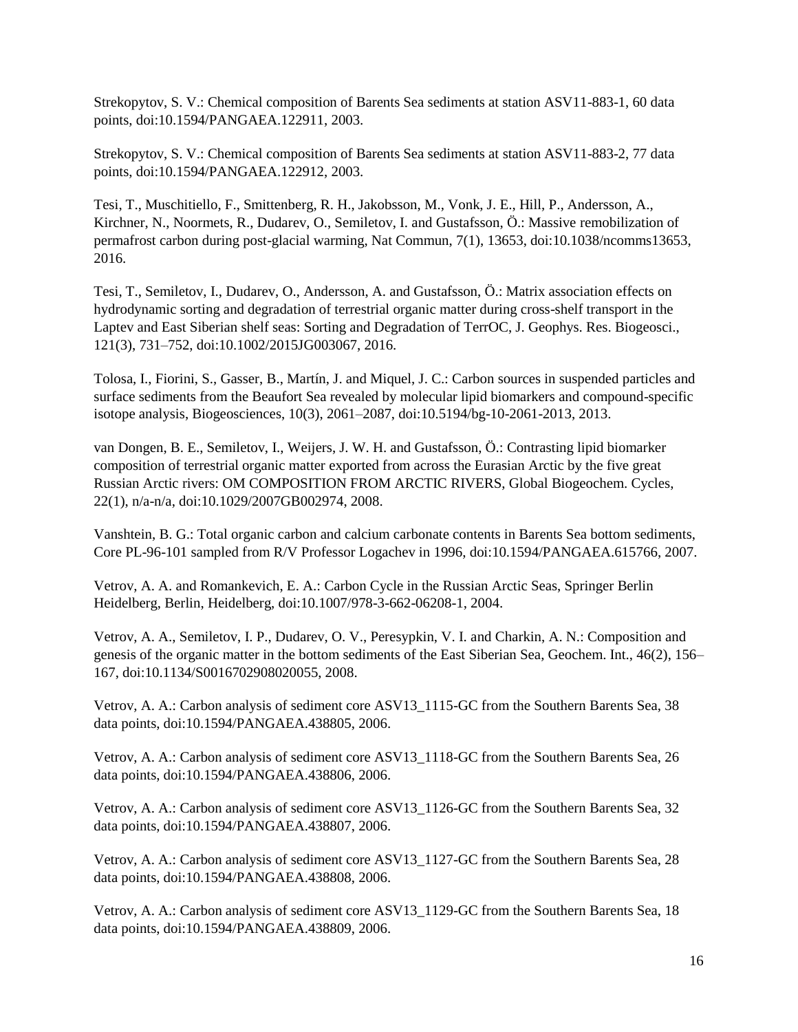Strekopytov, S. V.: Chemical composition of Barents Sea sediments at station ASV11-883-1, 60 data points, doi:10.1594/PANGAEA.122911, 2003.

Strekopytov, S. V.: Chemical composition of Barents Sea sediments at station ASV11-883-2, 77 data points, doi:10.1594/PANGAEA.122912, 2003.

Tesi, T., Muschitiello, F., Smittenberg, R. H., Jakobsson, M., Vonk, J. E., Hill, P., Andersson, A., Kirchner, N., Noormets, R., Dudarev, O., Semiletov, I. and Gustafsson, Ö.: Massive remobilization of permafrost carbon during post-glacial warming, Nat Commun, 7(1), 13653, doi:10.1038/ncomms13653, 2016.

Tesi, T., Semiletov, I., Dudarev, O., Andersson, A. and Gustafsson, Ö.: Matrix association effects on hydrodynamic sorting and degradation of terrestrial organic matter during cross-shelf transport in the Laptev and East Siberian shelf seas: Sorting and Degradation of TerrOC, J. Geophys. Res. Biogeosci., 121(3), 731–752, doi:10.1002/2015JG003067, 2016.

Tolosa, I., Fiorini, S., Gasser, B., Martín, J. and Miquel, J. C.: Carbon sources in suspended particles and surface sediments from the Beaufort Sea revealed by molecular lipid biomarkers and compound-specific isotope analysis, Biogeosciences, 10(3), 2061–2087, doi:10.5194/bg-10-2061-2013, 2013.

van Dongen, B. E., Semiletov, I., Weijers, J. W. H. and Gustafsson, Ö.: Contrasting lipid biomarker composition of terrestrial organic matter exported from across the Eurasian Arctic by the five great Russian Arctic rivers: OM COMPOSITION FROM ARCTIC RIVERS, Global Biogeochem. Cycles, 22(1), n/a-n/a, doi:10.1029/2007GB002974, 2008.

Vanshtein, B. G.: Total organic carbon and calcium carbonate contents in Barents Sea bottom sediments, Core PL-96-101 sampled from R/V Professor Logachev in 1996, doi:10.1594/PANGAEA.615766, 2007.

Vetrov, A. A. and Romankevich, E. A.: Carbon Cycle in the Russian Arctic Seas, Springer Berlin Heidelberg, Berlin, Heidelberg, doi:10.1007/978-3-662-06208-1, 2004.

Vetrov, A. A., Semiletov, I. P., Dudarev, O. V., Peresypkin, V. I. and Charkin, A. N.: Composition and genesis of the organic matter in the bottom sediments of the East Siberian Sea, Geochem. Int., 46(2), 156–167, doi:10.1134/S0016702908020055, 2008.

Vetrov, A. A.: Carbon analysis of sediment core ASV13_1115-GC from the Southern Barents Sea, 38 data points, doi:10.1594/PANGAEA.438805, 2006.

Vetrov, A. A.: Carbon analysis of sediment core ASV13_1118-GC from the Southern Barents Sea, 26 data points, doi:10.1594/PANGAEA.438806, 2006.

Vetrov, A. A.: Carbon analysis of sediment core ASV13_1126-GC from the Southern Barents Sea, 32 data points, doi:10.1594/PANGAEA.438807, 2006.

Vetrov, A. A.: Carbon analysis of sediment core ASV13_1127-GC from the Southern Barents Sea, 28 data points, doi:10.1594/PANGAEA.438808, 2006.

Vetrov, A. A.: Carbon analysis of sediment core ASV13_1129-GC from the Southern Barents Sea, 18 data points, doi:10.1594/PANGAEA.438809, 2006.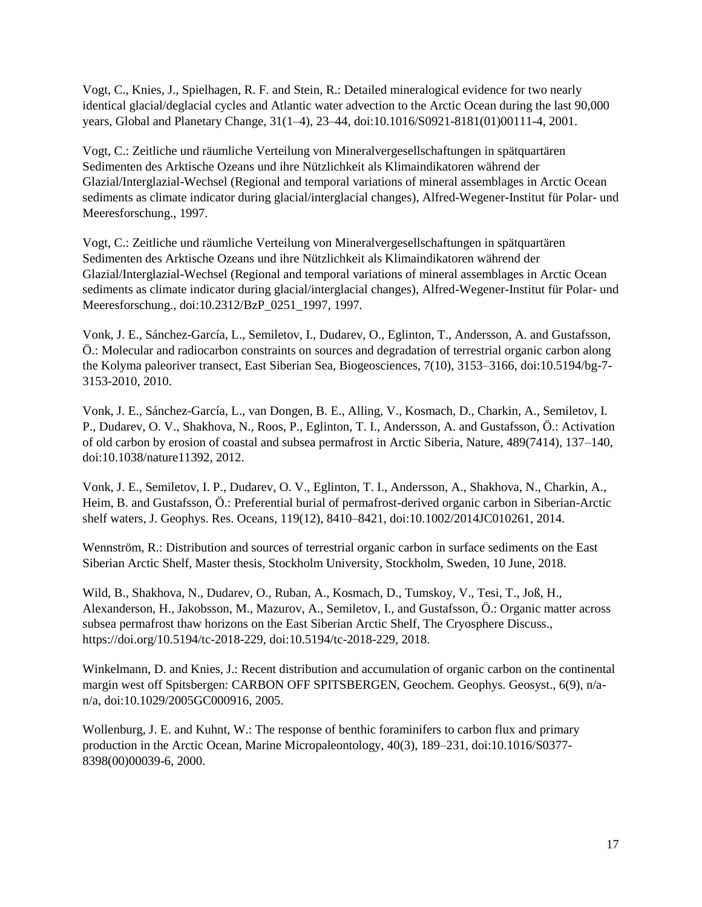Vogt, C., Knies, J., Spielhagen, R. F. and Stein, R.: Detailed mineralogical evidence for two nearly identical glacial/deglacial cycles and Atlantic water advection to the Arctic Ocean during the last 90,000 years, Global and Planetary Change, 31(1–4), 23–44, doi:10.1016/S0921-8181(01)00111-4, 2001.

Vogt, C.: Zeitliche und räumliche Verteilung von Mineralvergesellschaftungen in spätquartären Sedimenten des Arktische Ozeans und ihre Nützlichkeit als Klimaindikatoren während der Glazial/Interglazial-Wechsel (Regional and temporal variations of mineral assemblages in Arctic Ocean sediments as climate indicator during glacial/interglacial changes), Alfred-Wegener-Institut für Polar- und Meeresforschung., 1997.

Vogt, C.: Zeitliche und räumliche Verteilung von Mineralvergesellschaftungen in spätquartären Sedimenten des Arktische Ozeans und ihre Nützlichkeit als Klimaindikatoren während der Glazial/Interglazial-Wechsel (Regional and temporal variations of mineral assemblages in Arctic Ocean sediments as climate indicator during glacial/interglacial changes), Alfred-Wegener-Institut für Polar- und Meeresforschung., doi:10.2312/BzP_0251_1997, 1997.

Vonk, J. E., Sánchez-García, L., Semiletov, I., Dudarev, O., Eglinton, T., Andersson, A. and Gustafsson, Ö.: Molecular and radiocarbon constraints on sources and degradation of terrestrial organic carbon along the Kolyma paleoriver transect, East Siberian Sea, Biogeosciences, 7(10), 3153–3166, doi:10.5194/bg-7-3153-2010, 2010.

Vonk, J. E., Sánchez-García, L., van Dongen, B. E., Alling, V., Kosmach, D., Charkin, A., Semiletov, I. P., Dudarev, O. V., Shakhova, N., Roos, P., Eglinton, T. I., Andersson, A. and Gustafsson, Ö.: Activation of old carbon by erosion of coastal and subsea permafrost in Arctic Siberia, Nature, 489(7414), 137–140, doi:10.1038/nature11392, 2012.

Vonk, J. E., Semiletov, I. P., Dudarev, O. V., Eglinton, T. I., Andersson, A., Shakhova, N., Charkin, A., Heim, B. and Gustafsson, Ö.: Preferential burial of permafrost-derived organic carbon in Siberian-Arctic shelf waters, J. Geophys. Res. Oceans, 119(12), 8410–8421, doi:10.1002/2014JC010261, 2014.

Wennström, R.: Distribution and sources of terrestrial organic carbon in surface sediments on the East Siberian Arctic Shelf, Master thesis, Stockholm University, Stockholm, Sweden, 10 June, 2018.

Wild, B., Shakhova, N., Dudarev, O., Ruban, A., Kosmach, D., Tumskoy, V., Tesi, T., Joß, H., Alexanderson, H., Jakobsson, M., Mazurov, A., Semiletov, I., and Gustafsson, Ö.: Organic matter across subsea permafrost thaw horizons on the East Siberian Arctic Shelf, The Cryosphere Discuss., https://doi.org/10.5194/tc-2018-229, doi:10.5194/tc-2018-229, 2018.

Winkelmann, D. and Knies, J.: Recent distribution and accumulation of organic carbon on the continental margin west off Spitsbergen: CARBON OFF SPITSBERGEN, Geochem. Geophys. Geosyst., 6(9), n/a-n/a, doi:10.1029/2005GC000916, 2005.

Wollenburg, J. E. and Kuhnt, W.: The response of benthic foraminifers to carbon flux and primary production in the Arctic Ocean, Marine Micropaleontology, 40(3), 189–231, doi:10.1016/S0377-8398(00)00039-6, 2000.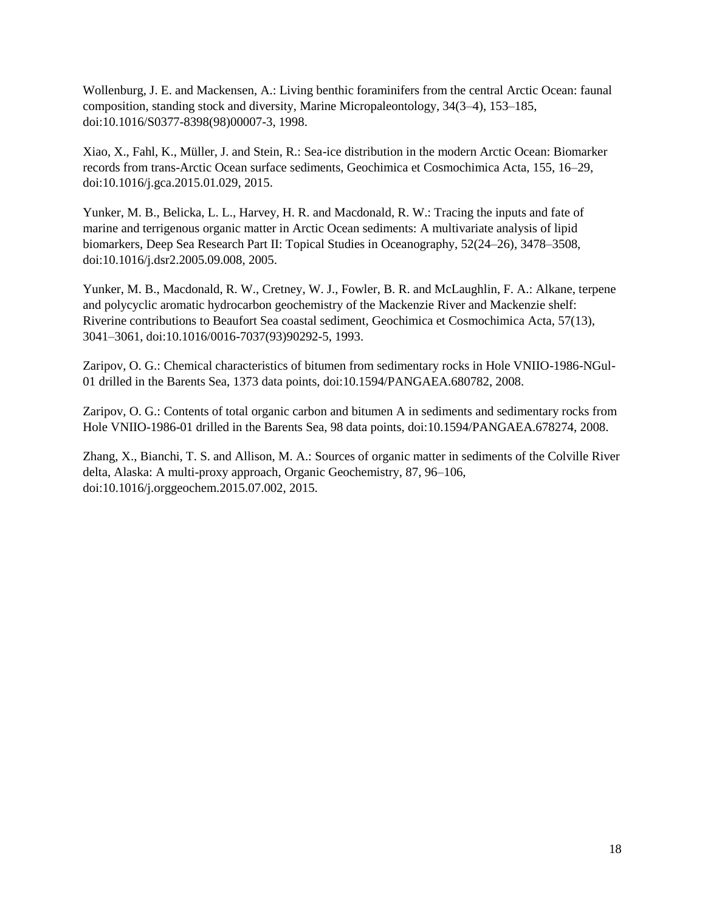Wollenburg, J. E. and Mackensen, A.: Living benthic foraminifers from the central Arctic Ocean: faunal composition, standing stock and diversity, Marine Micropaleontology, 34(3–4), 153–185, doi:10.1016/S0377-8398(98)00007-3, 1998.

Xiao, X., Fahl, K., Müller, J. and Stein, R.: Sea-ice distribution in the modern Arctic Ocean: Biomarker records from trans-Arctic Ocean surface sediments, Geochimica et Cosmochimica Acta, 155, 16–29, doi:10.1016/j.gca.2015.01.029, 2015.

Yunker, M. B., Belicka, L. L., Harvey, H. R. and Macdonald, R. W.: Tracing the inputs and fate of marine and terrigenous organic matter in Arctic Ocean sediments: A multivariate analysis of lipid biomarkers, Deep Sea Research Part II: Topical Studies in Oceanography, 52(24–26), 3478–3508, doi:10.1016/j.dsr2.2005.09.008, 2005.

Yunker, M. B., Macdonald, R. W., Cretney, W. J., Fowler, B. R. and McLaughlin, F. A.: Alkane, terpene and polycyclic aromatic hydrocarbon geochemistry of the Mackenzie River and Mackenzie shelf: Riverine contributions to Beaufort Sea coastal sediment, Geochimica et Cosmochimica Acta, 57(13), 3041–3061, doi:10.1016/0016-7037(93)90292-5, 1993.

Zaripov, O. G.: Chemical characteristics of bitumen from sedimentary rocks in Hole VNIIO-1986-NGul-01 drilled in the Barents Sea, 1373 data points, doi:10.1594/PANGAEA.680782, 2008.

Zaripov, O. G.: Contents of total organic carbon and bitumen A in sediments and sedimentary rocks from Hole VNIIO-1986-01 drilled in the Barents Sea, 98 data points, doi:10.1594/PANGAEA.678274, 2008.

Zhang, X., Bianchi, T. S. and Allison, M. A.: Sources of organic matter in sediments of the Colville River delta, Alaska: A multi-proxy approach, Organic Geochemistry, 87, 96–106, doi:10.1016/j.orggeochem.2015.07.002, 2015.